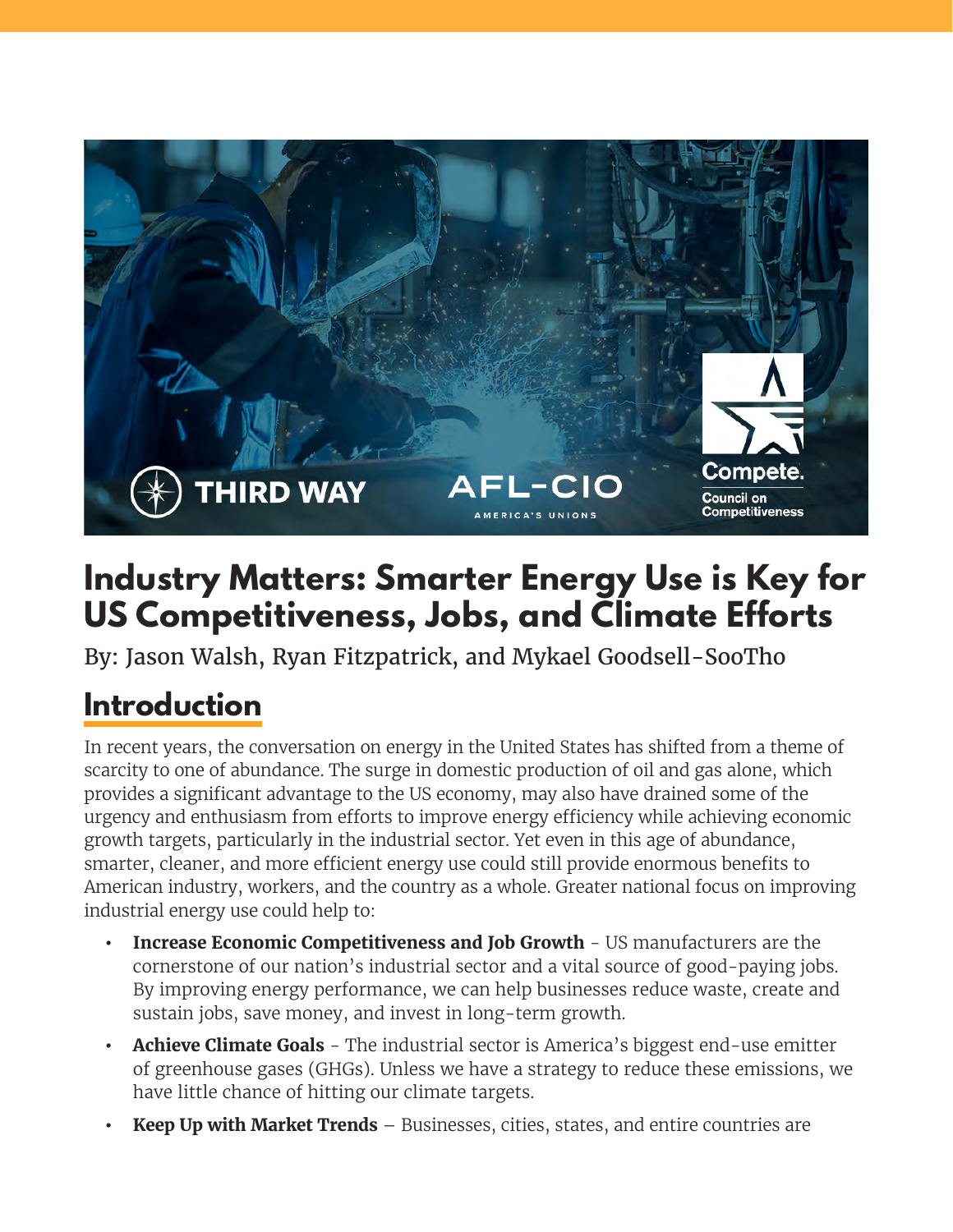# Industry Matters: Smarter Energy Use is Key for US Competitiveness, Jobs, and Climate Efforts

By: Jason Walsh, Ryan Fitzpatrick, and Mykael Goodsell-SooTho

## Introduction

In recent years, the conversation on energy in the United States has shifted from a theme of scarcity to one of abundance. The surge in domestic production of oil and gas alone, which provides a significant advantage to the US economy, may also have drained some of the urgency and enthusiasm from efforts to improve energy efficiency while achieving economic growth targets, particularly in the industrial sector. Yet even in this age of abundance, smarter, cleaner, and more efficient energy use could still provide enormous benefits to American industry, workers, and the country as a whole. Greater national focus on improving industrial energy use could help to:

- **Increase Economic Competitiveness and Job Growth** - US manufacturers are the cornerstone of our nation's industrial sector and a vital source of good-paying jobs. By improving energy performance, we can help businesses reduce waste, create and sustain jobs, save money, and invest in long-term growth.
- **Achieve Climate Goals** - The industrial sector is America's biggest end-use emitter of greenhouse gases (GHGs). Unless we have a strategy to reduce these emissions, we have little chance of hitting our climate targets.
- **Keep Up with Market Trends** – Businesses, cities, states, and entire countries are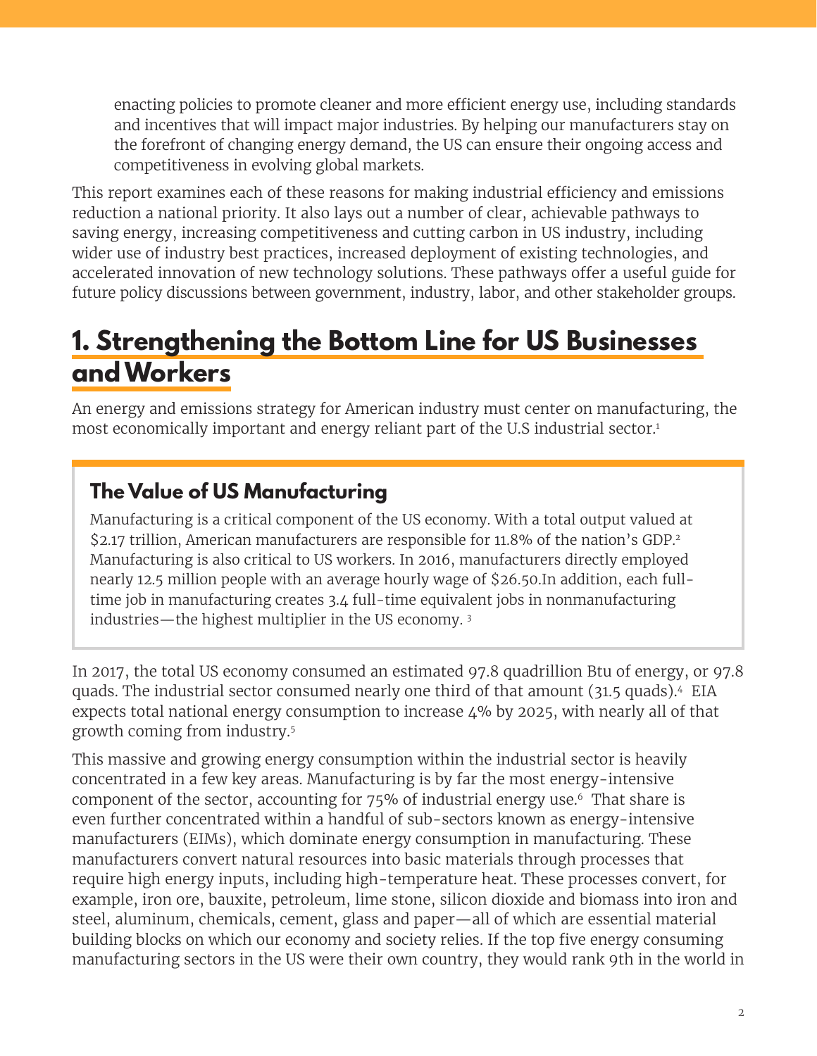enacting policies to promote cleaner and more efficient energy use, including standards and incentives that will impact major industries. By helping our manufacturers stay on the forefront of changing energy demand, the US can ensure their ongoing access and competitiveness in evolving global markets.

This report examines each of these reasons for making industrial efficiency and emissions reduction a national priority. It also lays out a number of clear, achievable pathways to saving energy, increasing competitiveness and cutting carbon in US industry, including wider use of industry best practices, increased deployment of existing technologies, and accelerated innovation of new technology solutions. These pathways offer a useful guide for future policy discussions between government, industry, labor, and other stakeholder groups.

## 1. Strengthening the Bottom Line for US Businesses and Workers

An energy and emissions strategy for American industry must center on manufacturing, the most economically important and energy reliant part of the U.S industrial sector.[1]

### The Value of US Manufacturing

Manufacturing is a critical component of the US economy. With a total output valued at $2.17 trillion, American manufacturers are responsible for 11.8% of the nation's GDP.[2] Manufacturing is also critical to US workers. In 2016, manufacturers directly employed nearly 12.5 million people with an average hourly wage of $26.50.In addition, each full-time job in manufacturing creates 3.4 full-time equivalent jobs in nonmanufacturing industries—the highest multiplier in the US economy.[3]

In 2017, the total US economy consumed an estimated 97.8 quadrillion Btu of energy, or 97.8 quads. The industrial sector consumed nearly one third of that amount (31.5 quads).[4] EIA expects total national energy consumption to increase 4% by 2025, with nearly all of that growth coming from industry.[5]

This massive and growing energy consumption within the industrial sector is heavily concentrated in a few key areas. Manufacturing is by far the most energy-intensive component of the sector, accounting for 75% of industrial energy use.[6] That share is even further concentrated within a handful of sub-sectors known as energy-intensive manufacturers (EIMs), which dominate energy consumption in manufacturing. These manufacturers convert natural resources into basic materials through processes that require high energy inputs, including high-temperature heat. These processes convert, for example, iron ore, bauxite, petroleum, lime stone, silicon dioxide and biomass into iron and steel, aluminum, chemicals, cement, glass and paper—all of which are essential material building blocks on which our economy and society relies. If the top five energy consuming manufacturing sectors in the US were their own country, they would rank 9th in the world in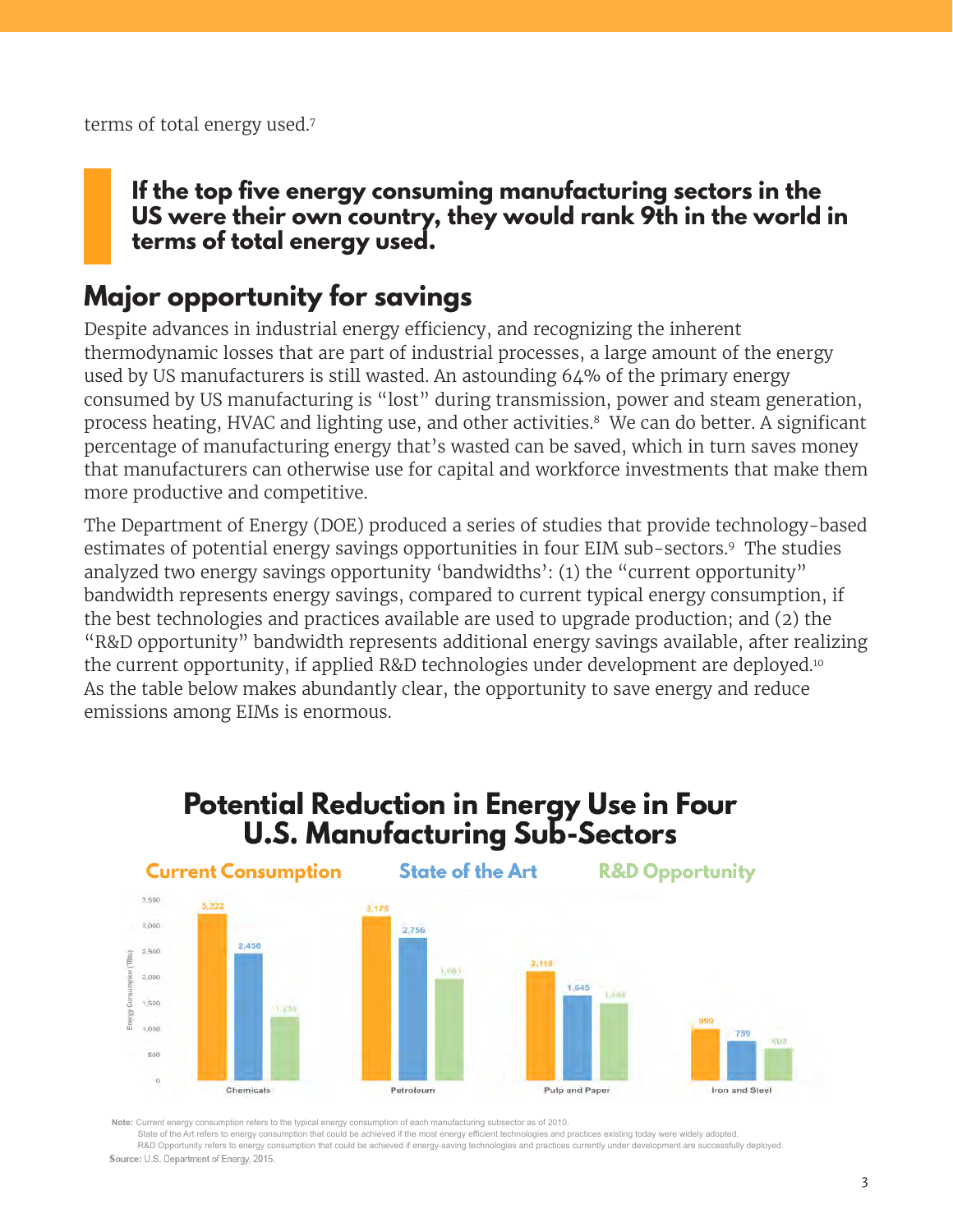terms of total energy used.[7]

> **If the top five energy consuming manufacturing sectors in the US were their own country, they would rank 9th in the world in terms of total energy used.**

## Major opportunity for savings

Despite advances in industrial energy efficiency, and recognizing the inherent thermodynamic losses that are part of industrial processes, a large amount of the energy used by US manufacturers is still wasted. An astounding 64% of the primary energy consumed by US manufacturing is "lost" during transmission, power and steam generation, process heating, HVAC and lighting use, and other activities.[8] We can do better. A significant percentage of manufacturing energy that's wasted can be saved, which in turn saves money that manufacturers can otherwise use for capital and workforce investments that make them more productive and competitive.

The Department of Energy (DOE) produced a series of studies that provide technology-based estimates of potential energy savings opportunities in four EIM sub-sectors.[9] The studies analyzed two energy savings opportunity 'bandwidths': (1) the "current opportunity" bandwidth represents energy savings, compared to current typical energy consumption, if the best technologies and practices available are used to upgrade production; and (2) the "R&D opportunity" bandwidth represents additional energy savings available, after realizing the current opportunity, if applied R&D technologies under development are deployed.[10] As the table below makes abundantly clear, the opportunity to save energy and reduce emissions among EIMs is enormous.

### Potential Reduction in Energy Use in Four U.S. Manufacturing Sub-Sectors

Energy Consumption (TBtu)

| Sub-Sector | Current Consumption | State of the Art | R&D Opportunity |
|---|---|---|---|
| Chemicals | 3,222 | 2,456 | 1,231 |
| Petroleum | 3,176 | 2,756 | 1,961 |
| Pulp and Paper | 2,110 | 1,645 | 1,488 |
| Iron and Steel | 999 | 759 | 609 |

**Note:** Current energy consumption refers to the typical energy consumption of each manufacturing subsector as of 2010.
State of the Art refers to energy consumption that could be achieved if the most energy efficient technologies and practices existing today were widely adopted.
R&D Opportunity refers to energy consumption that could be achieved if energy-saving technologies and practices currently under development are successfully deployed.

**Source:** U.S. Department of Energy, 2015.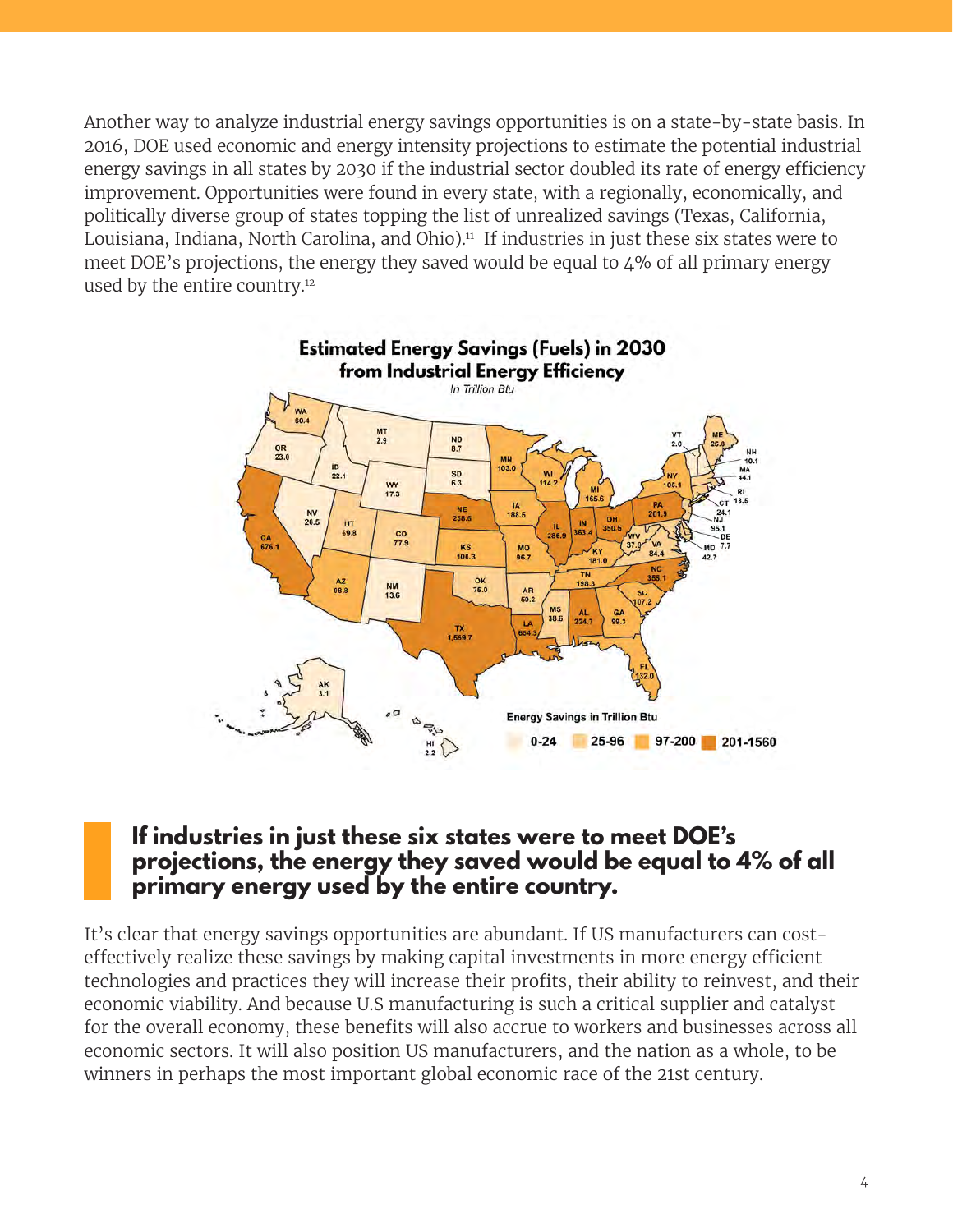Another way to analyze industrial energy savings opportunities is on a state-by-state basis. In 2016, DOE used economic and energy intensity projections to estimate the potential industrial energy savings in all states by 2030 if the industrial sector doubled its rate of energy efficiency improvement. Opportunities were found in every state, with a regionally, economically, and politically diverse group of states topping the list of unrealized savings (Texas, California, Louisiana, Indiana, North Carolina, and Ohio).[11] If industries in just these six states were to meet DOE's projections, the energy they saved would be equal to 4% of all primary energy used by the entire country.[12]

**Estimated Energy Savings (Fuels) in 2030 from Industrial Energy Efficiency**

*In Trillion Btu*

| State | Savings | State | Savings | State | Savings |
|---|---|---|---|---|---|
| WA | 60.4 | NE | 258.8 | NC | 355.1 |
| OR | 23.0 | KS | 100.3 | SC | 107.2 |
| CA | 676.1 | OK | 76.0 | GA | 99.3 |
| NV | 20.5 | TX | 1,559.7 | FL | 132.0 |
| ID | 22.1 | MN | 103.0 | VA | 84.4 |
| MT | 2.9 | IA | 188.5 | WV | 37.9 |
| WY | 17.3 | MO | 96.7 | PA | 201.9 |
| UT | 69.8 | AR | 50.2 | NY | 105.1 |
| CO | 77.9 | LA | 654.3 | VT | 2.0 |
| AZ | 98.8 | WI | 114.2 | ME | 25.8 |
| NM | 13.6 | IL | 286.9 | NH | 10.1 |
| ND | 8.7 | MI | 165.6 | MA | 44.1 |
| SD | 6.3 | IN | 363.4 | RI | 13.5 |
| AK | 3.1 | OH | 350.5 | CT | 24.1 |
| HI | 2.2 | KY | 181.0 | NJ | 95.1 |
| | | TN | 198.3 | DE | 7.7 |
| | | MS | 38.6 | MD | 42.7 |
| | | AL | 224.7 | | |

Energy Savings in Trillion Btu: 0-24 | 25-96 | 97-200 | 201-1560

> **If industries in just these six states were to meet DOE's projections, the energy they saved would be equal to 4% of all primary energy used by the entire country.**

It's clear that energy savings opportunities are abundant. If US manufacturers can cost-effectively realize these savings by making capital investments in more energy efficient technologies and practices they will increase their profits, their ability to reinvest, and their economic viability. And because U.S manufacturing is such a critical supplier and catalyst for the overall economy, these benefits will also accrue to workers and businesses across all economic sectors. It will also position US manufacturers, and the nation as a whole, to be winners in perhaps the most important global economic race of the 21st century.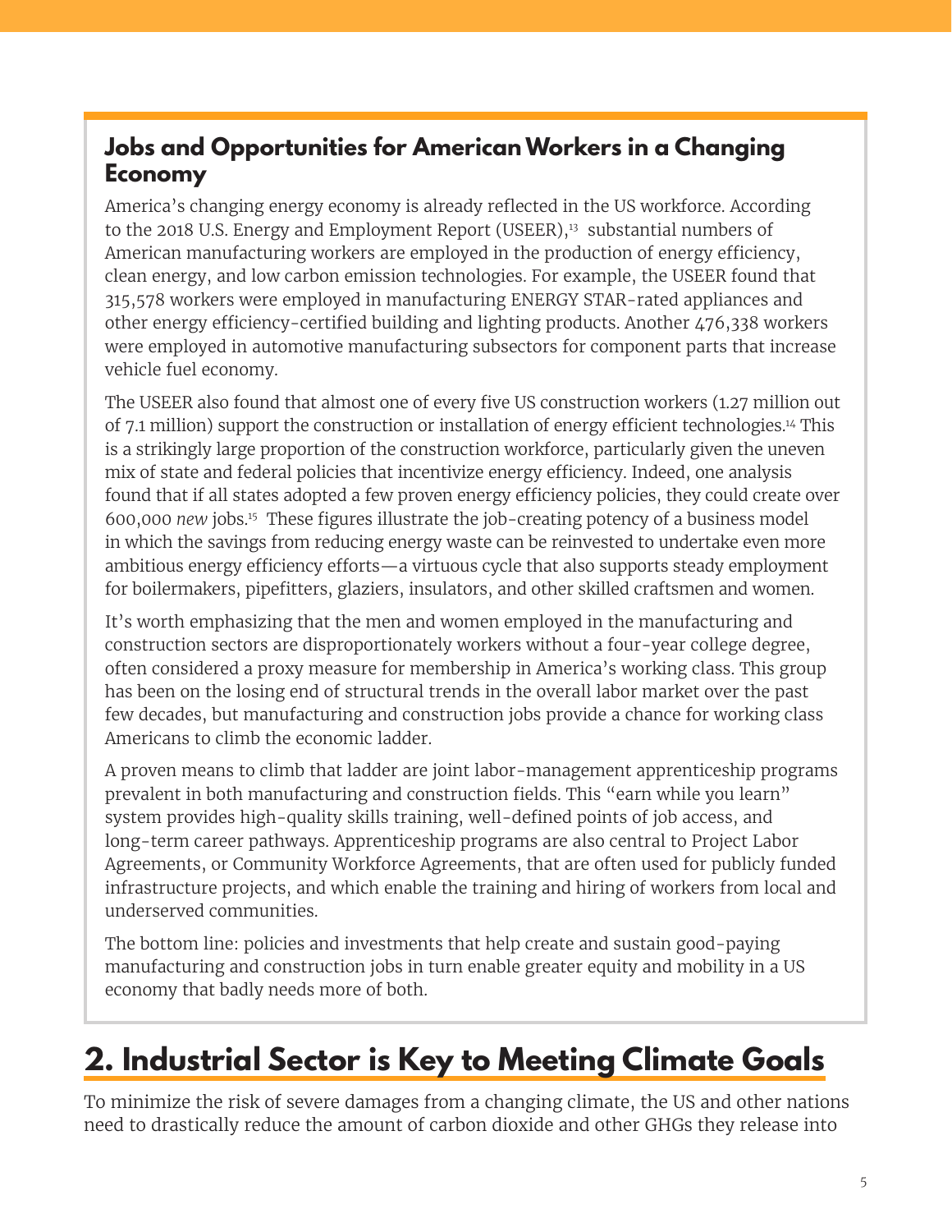### Jobs and Opportunities for American Workers in a Changing Economy

America's changing energy economy is already reflected in the US workforce. According to the 2018 U.S. Energy and Employment Report (USEER),[13] substantial numbers of American manufacturing workers are employed in the production of energy efficiency, clean energy, and low carbon emission technologies. For example, the USEER found that 315,578 workers were employed in manufacturing ENERGY STAR-rated appliances and other energy efficiency-certified building and lighting products. Another 476,338 workers were employed in automotive manufacturing subsectors for component parts that increase vehicle fuel economy.

The USEER also found that almost one of every five US construction workers (1.27 million out of 7.1 million) support the construction or installation of energy efficient technologies.[14] This is a strikingly large proportion of the construction workforce, particularly given the uneven mix of state and federal policies that incentivize energy efficiency. Indeed, one analysis found that if all states adopted a few proven energy efficiency policies, they could create over 600,000 *new* jobs.[15] These figures illustrate the job-creating potency of a business model in which the savings from reducing energy waste can be reinvested to undertake even more ambitious energy efficiency efforts—a virtuous cycle that also supports steady employment for boilermakers, pipefitters, glaziers, insulators, and other skilled craftsmen and women.

It's worth emphasizing that the men and women employed in the manufacturing and construction sectors are disproportionately workers without a four-year college degree, often considered a proxy measure for membership in America's working class. This group has been on the losing end of structural trends in the overall labor market over the past few decades, but manufacturing and construction jobs provide a chance for working class Americans to climb the economic ladder.

A proven means to climb that ladder are joint labor-management apprenticeship programs prevalent in both manufacturing and construction fields. This "earn while you learn" system provides high-quality skills training, well-defined points of job access, and long-term career pathways. Apprenticeship programs are also central to Project Labor Agreements, or Community Workforce Agreements, that are often used for publicly funded infrastructure projects, and which enable the training and hiring of workers from local and underserved communities.

The bottom line: policies and investments that help create and sustain good-paying manufacturing and construction jobs in turn enable greater equity and mobility in a US economy that badly needs more of both.

## 2. Industrial Sector is Key to Meeting Climate Goals

To minimize the risk of severe damages from a changing climate, the US and other nations need to drastically reduce the amount of carbon dioxide and other GHGs they release into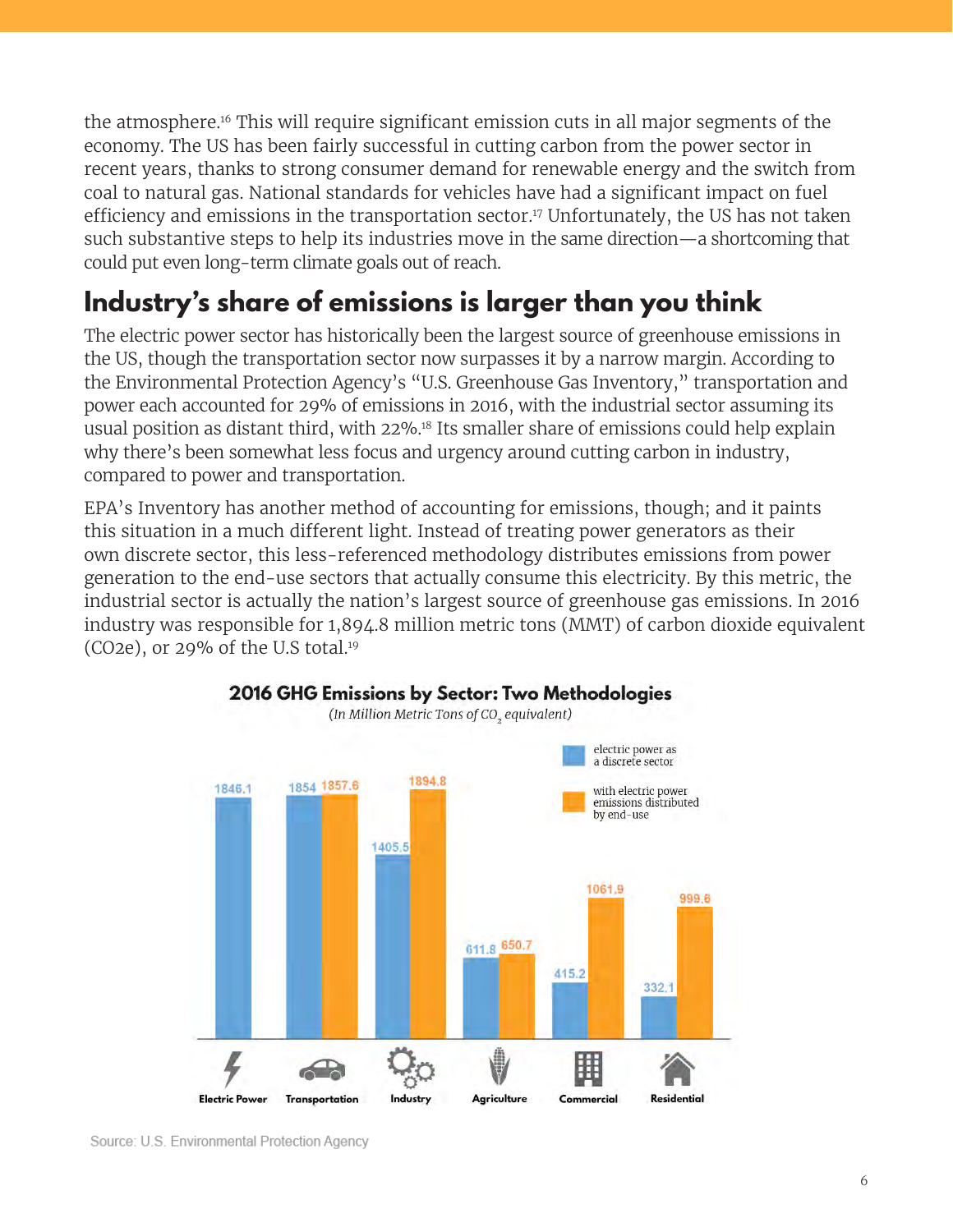the atmosphere.[16] This will require significant emission cuts in all major segments of the economy. The US has been fairly successful in cutting carbon from the power sector in recent years, thanks to strong consumer demand for renewable energy and the switch from coal to natural gas. National standards for vehicles have had a significant impact on fuel efficiency and emissions in the transportation sector.[17] Unfortunately, the US has not taken such substantive steps to help its industries move in the same direction—a shortcoming that could put even long-term climate goals out of reach.

## Industry's share of emissions is larger than you think

The electric power sector has historically been the largest source of greenhouse emissions in the US, though the transportation sector now surpasses it by a narrow margin. According to the Environmental Protection Agency's "U.S. Greenhouse Gas Inventory," transportation and power each accounted for 29% of emissions in 2016, with the industrial sector assuming its usual position as distant third, with 22%.[18] Its smaller share of emissions could help explain why there's been somewhat less focus and urgency around cutting carbon in industry, compared to power and transportation.

EPA's Inventory has another method of accounting for emissions, though; and it paints this situation in a much different light. Instead of treating power generators as their own discrete sector, this less-referenced methodology distributes emissions from power generation to the end-use sectors that actually consume this electricity. By this metric, the industrial sector is actually the nation's largest source of greenhouse gas emissions. In 2016 industry was responsible for 1,894.8 million metric tons (MMT) of carbon dioxide equivalent (CO2e), or 29% of the U.S total.[19]

**2016 GHG Emissions by Sector: Two Methodologies**

*(In Million Metric Tons of $CO_2$ equivalent)*

| Sector | Electric power as a discrete sector | With electric power emissions distributed by end-use |
|---|---|---|
| Electric Power | 1846.1 | |
| Transportation | 1854 | 1857.6 |
| Industry | 1405.5 | 1894.8 |
| Agriculture | 611.8 | 650.7 |
| Commercial | 415.2 | 1061.9 |
| Residential | 332.1 | 999.6 |

Source: U.S. Environmental Protection Agency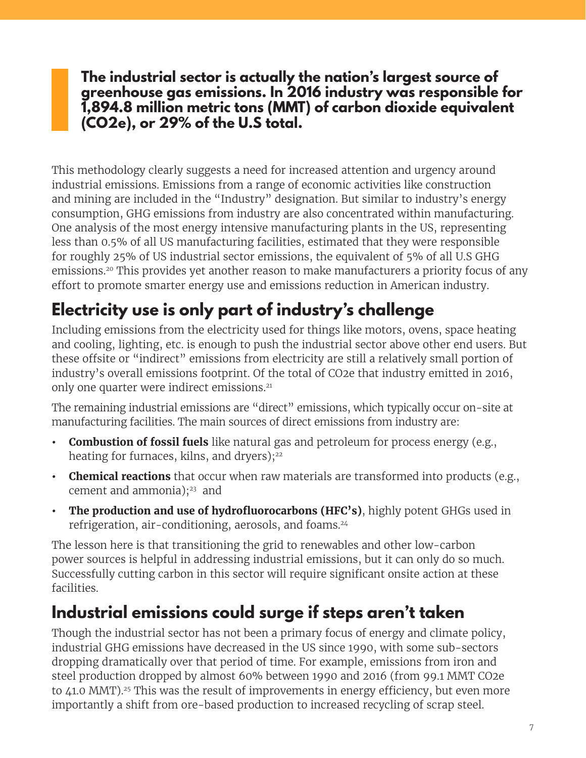**The industrial sector is actually the nation's largest source of greenhouse gas emissions. In 2016 industry was responsible for 1,894.8 million metric tons (MMT) of carbon dioxide equivalent (CO2e), or 29% of the U.S total.**

This methodology clearly suggests a need for increased attention and urgency around industrial emissions. Emissions from a range of economic activities like construction and mining are included in the "Industry" designation. But similar to industry's energy consumption, GHG emissions from industry are also concentrated within manufacturing. One analysis of the most energy intensive manufacturing plants in the US, representing less than 0.5% of all US manufacturing facilities, estimated that they were responsible for roughly 25% of US industrial sector emissions, the equivalent of 5% of all U.S GHG emissions.[20] This provides yet another reason to make manufacturers a priority focus of any effort to promote smarter energy use and emissions reduction in American industry.

## Electricity use is only part of industry's challenge

Including emissions from the electricity used for things like motors, ovens, space heating and cooling, lighting, etc. is enough to push the industrial sector above other end users. But these offsite or "indirect" emissions from electricity are still a relatively small portion of industry's overall emissions footprint. Of the total of CO2e that industry emitted in 2016, only one quarter were indirect emissions.[21]

The remaining industrial emissions are "direct" emissions, which typically occur on-site at manufacturing facilities. The main sources of direct emissions from industry are:

- **Combustion of fossil fuels** like natural gas and petroleum for process energy (e.g., heating for furnaces, kilns, and dryers);[22]
- **Chemical reactions** that occur when raw materials are transformed into products (e.g., cement and ammonia);[23] and
- **The production and use of hydrofluorocarbons (HFC's)**, highly potent GHGs used in refrigeration, air-conditioning, aerosols, and foams.[24]

The lesson here is that transitioning the grid to renewables and other low-carbon power sources is helpful in addressing industrial emissions, but it can only do so much. Successfully cutting carbon in this sector will require significant onsite action at these facilities.

## Industrial emissions could surge if steps aren't taken

Though the industrial sector has not been a primary focus of energy and climate policy, industrial GHG emissions have decreased in the US since 1990, with some sub-sectors dropping dramatically over that period of time. For example, emissions from iron and steel production dropped by almost 60% between 1990 and 2016 (from 99.1 MMT CO2e to 41.0 MMT).[25] This was the result of improvements in energy efficiency, but even more importantly a shift from ore-based production to increased recycling of scrap steel.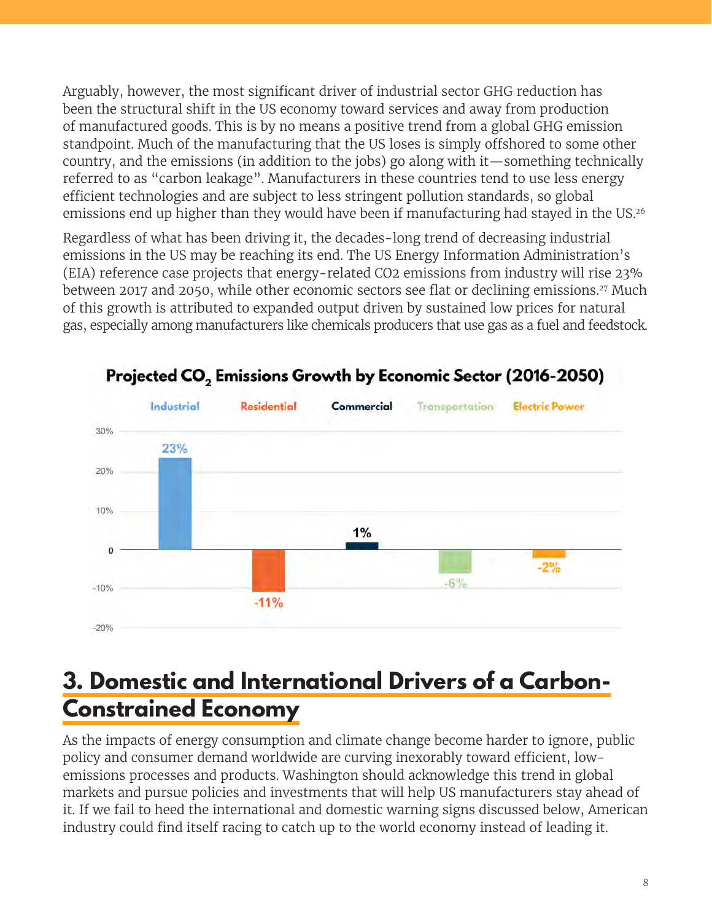Arguably, however, the most significant driver of industrial sector GHG reduction has been the structural shift in the US economy toward services and away from production of manufactured goods. This is by no means a positive trend from a global GHG emission standpoint. Much of the manufacturing that the US loses is simply offshored to some other country, and the emissions (in addition to the jobs) go along with it—something technically referred to as "carbon leakage". Manufacturers in these countries tend to use less energy efficient technologies and are subject to less stringent pollution standards, so global emissions end up higher than they would have been if manufacturing had stayed in the US.[26]

Regardless of what has been driving it, the decades-long trend of decreasing industrial emissions in the US may be reaching its end. The US Energy Information Administration's (EIA) reference case projects that energy-related CO2 emissions from industry will rise 23% between 2017 and 2050, while other economic sectors see flat or declining emissions.[27] Much of this growth is attributed to expanded output driven by sustained low prices for natural gas, especially among manufacturers like chemicals producers that use gas as a fuel and feedstock.

**Projected $CO_2$ Emissions Growth by Economic Sector (2016-2050)**

| Sector | Projected Growth |
| --- | --- |
| Industrial | 23% |
| Residential | -11% |
| Commercial | 1% |
| Transportation | -6% |
| Electric Power | -2% |

## 3. Domestic and International Drivers of a Carbon-Constrained Economy

As the impacts of energy consumption and climate change become harder to ignore, public policy and consumer demand worldwide are curving inexorably toward efficient, low-emissions processes and products. Washington should acknowledge this trend in global markets and pursue policies and investments that will help US manufacturers stay ahead of it. If we fail to heed the international and domestic warning signs discussed below, American industry could find itself racing to catch up to the world economy instead of leading it.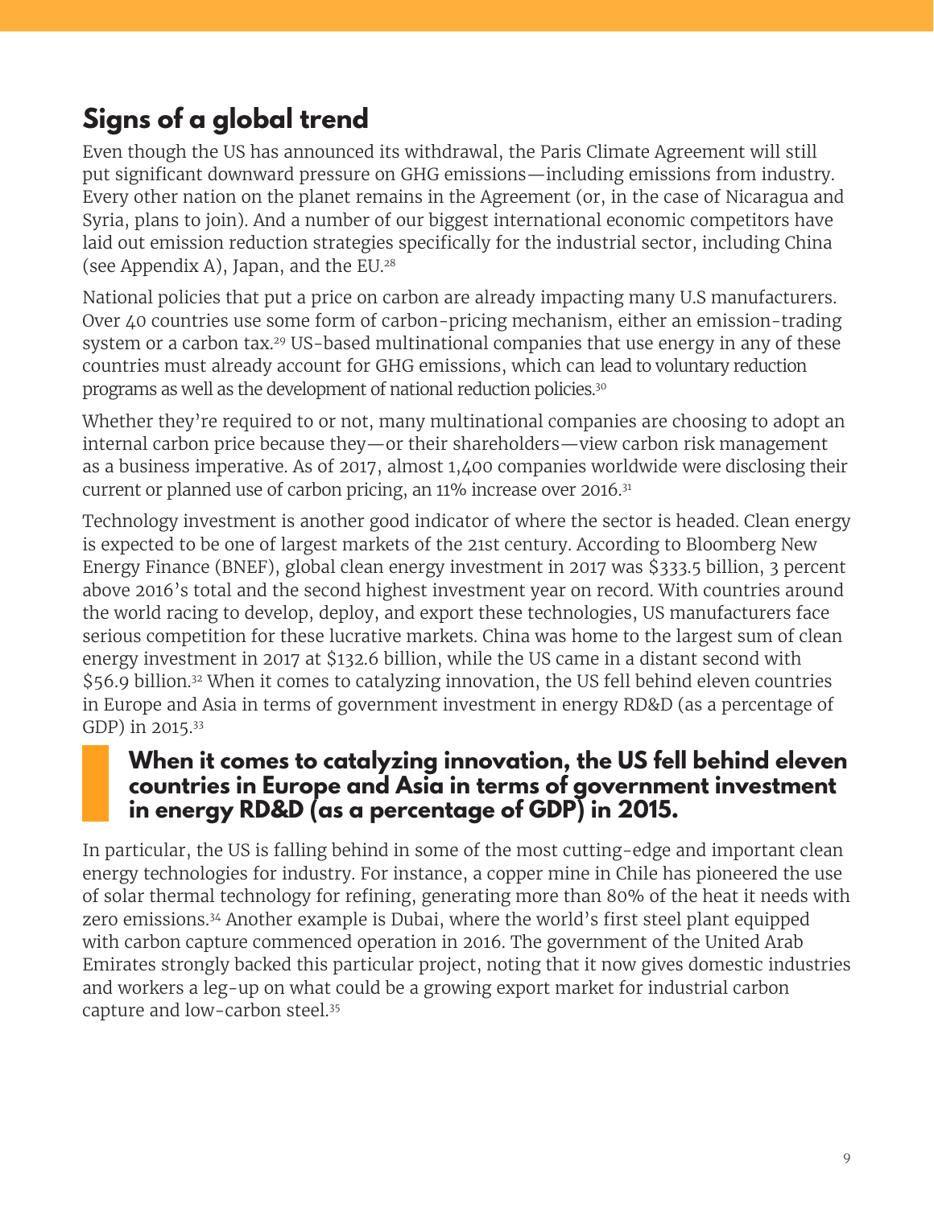## Signs of a global trend

Even though the US has announced its withdrawal, the Paris Climate Agreement will still put significant downward pressure on GHG emissions—including emissions from industry. Every other nation on the planet remains in the Agreement (or, in the case of Nicaragua and Syria, plans to join). And a number of our biggest international economic competitors have laid out emission reduction strategies specifically for the industrial sector, including China (see Appendix A), Japan, and the EU.[28]

National policies that put a price on carbon are already impacting many U.S manufacturers. Over 40 countries use some form of carbon-pricing mechanism, either an emission-trading system or a carbon tax.[29] US-based multinational companies that use energy in any of these countries must already account for GHG emissions, which can lead to voluntary reduction programs as well as the development of national reduction policies.[30]

Whether they're required to or not, many multinational companies are choosing to adopt an internal carbon price because they—or their shareholders—view carbon risk management as a business imperative. As of 2017, almost 1,400 companies worldwide were disclosing their current or planned use of carbon pricing, an 11% increase over 2016.[31]

Technology investment is another good indicator of where the sector is headed. Clean energy is expected to be one of largest markets of the 21st century. According to Bloomberg New Energy Finance (BNEF), global clean energy investment in 2017 was $333.5 billion, 3 percent above 2016's total and the second highest investment year on record. With countries around the world racing to develop, deploy, and export these technologies, US manufacturers face serious competition for these lucrative markets. China was home to the largest sum of clean energy investment in 2017 at $132.6 billion, while the US came in a distant second with $56.9 billion.[32] When it comes to catalyzing innovation, the US fell behind eleven countries in Europe and Asia in terms of government investment in energy RD&D (as a percentage of GDP) in 2015.[33]

> **When it comes to catalyzing innovation, the US fell behind eleven countries in Europe and Asia in terms of government investment in energy RD&D (as a percentage of GDP) in 2015.**

In particular, the US is falling behind in some of the most cutting-edge and important clean energy technologies for industry. For instance, a copper mine in Chile has pioneered the use of solar thermal technology for refining, generating more than 80% of the heat it needs with zero emissions.[34] Another example is Dubai, where the world's first steel plant equipped with carbon capture commenced operation in 2016. The government of the United Arab Emirates strongly backed this particular project, noting that it now gives domestic industries and workers a leg-up on what could be a growing export market for industrial carbon capture and low-carbon steel.[35]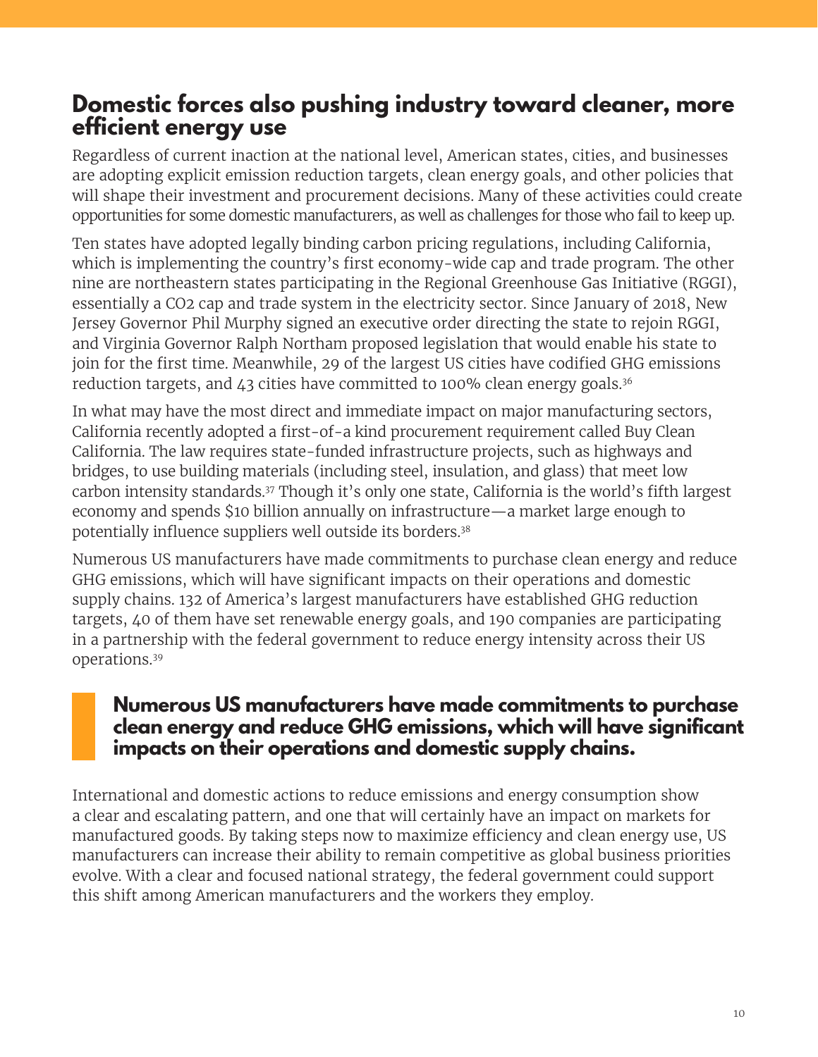## Domestic forces also pushing industry toward cleaner, more efficient energy use

Regardless of current inaction at the national level, American states, cities, and businesses are adopting explicit emission reduction targets, clean energy goals, and other policies that will shape their investment and procurement decisions. Many of these activities could create opportunities for some domestic manufacturers, as well as challenges for those who fail to keep up.

Ten states have adopted legally binding carbon pricing regulations, including California, which is implementing the country's first economy-wide cap and trade program. The other nine are northeastern states participating in the Regional Greenhouse Gas Initiative (RGGI), essentially a CO2 cap and trade system in the electricity sector. Since January of 2018, New Jersey Governor Phil Murphy signed an executive order directing the state to rejoin RGGI, and Virginia Governor Ralph Northam proposed legislation that would enable his state to join for the first time. Meanwhile, 29 of the largest US cities have codified GHG emissions reduction targets, and 43 cities have committed to 100% clean energy goals.[36]

In what may have the most direct and immediate impact on major manufacturing sectors, California recently adopted a first-of-a kind procurement requirement called Buy Clean California. The law requires state-funded infrastructure projects, such as highways and bridges, to use building materials (including steel, insulation, and glass) that meet low carbon intensity standards.[37] Though it's only one state, California is the world's fifth largest economy and spends $10 billion annually on infrastructure—a market large enough to potentially influence suppliers well outside its borders.[38]

Numerous US manufacturers have made commitments to purchase clean energy and reduce GHG emissions, which will have significant impacts on their operations and domestic supply chains. 132 of America's largest manufacturers have established GHG reduction targets, 40 of them have set renewable energy goals, and 190 companies are participating in a partnership with the federal government to reduce energy intensity across their US operations.[39]

> **Numerous US manufacturers have made commitments to purchase clean energy and reduce GHG emissions, which will have significant impacts on their operations and domestic supply chains.**

International and domestic actions to reduce emissions and energy consumption show a clear and escalating pattern, and one that will certainly have an impact on markets for manufactured goods. By taking steps now to maximize efficiency and clean energy use, US manufacturers can increase their ability to remain competitive as global business priorities evolve. With a clear and focused national strategy, the federal government could support this shift among American manufacturers and the workers they employ.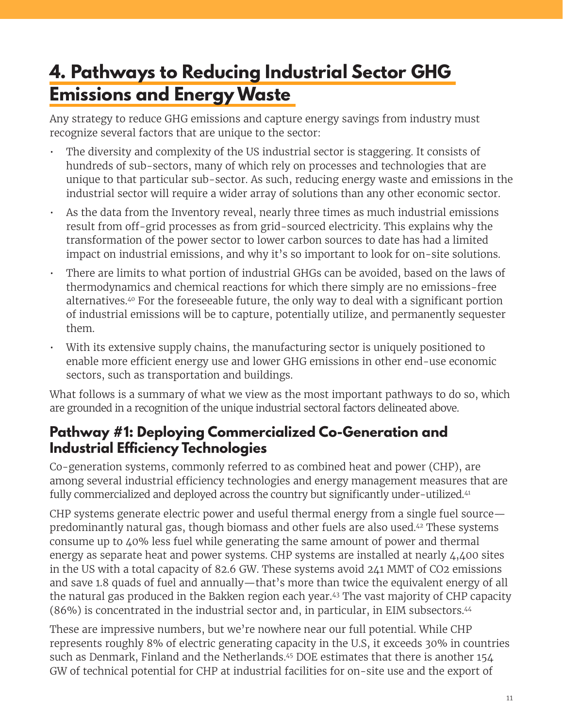# 4. Pathways to Reducing Industrial Sector GHG Emissions and Energy Waste

Any strategy to reduce GHG emissions and capture energy savings from industry must recognize several factors that are unique to the sector:

- The diversity and complexity of the US industrial sector is staggering. It consists of hundreds of sub-sectors, many of which rely on processes and technologies that are unique to that particular sub-sector. As such, reducing energy waste and emissions in the industrial sector will require a wider array of solutions than any other economic sector.
- As the data from the Inventory reveal, nearly three times as much industrial emissions result from off-grid processes as from grid-sourced electricity. This explains why the transformation of the power sector to lower carbon sources to date has had a limited impact on industrial emissions, and why it's so important to look for on-site solutions.
- There are limits to what portion of industrial GHGs can be avoided, based on the laws of thermodynamics and chemical reactions for which there simply are no emissions-free alternatives.[40] For the foreseeable future, the only way to deal with a significant portion of industrial emissions will be to capture, potentially utilize, and permanently sequester them.
- With its extensive supply chains, the manufacturing sector is uniquely positioned to enable more efficient energy use and lower GHG emissions in other end-use economic sectors, such as transportation and buildings.

What follows is a summary of what we view as the most important pathways to do so, which are grounded in a recognition of the unique industrial sectoral factors delineated above.

## Pathway #1: Deploying Commercialized Co-Generation and Industrial Efficiency Technologies

Co-generation systems, commonly referred to as combined heat and power (CHP), are among several industrial efficiency technologies and energy management measures that are fully commercialized and deployed across the country but significantly under-utilized.[41]

CHP systems generate electric power and useful thermal energy from a single fuel source—predominantly natural gas, though biomass and other fuels are also used.[42] These systems consume up to 40% less fuel while generating the same amount of power and thermal energy as separate heat and power systems. CHP systems are installed at nearly 4,400 sites in the US with a total capacity of 82.6 GW. These systems avoid 241 MMT of $CO_2$ emissions and save 1.8 quads of fuel and annually—that's more than twice the equivalent energy of all the natural gas produced in the Bakken region each year.[43] The vast majority of CHP capacity (86%) is concentrated in the industrial sector and, in particular, in EIM subsectors.[44]

These are impressive numbers, but we're nowhere near our full potential. While CHP represents roughly 8% of electric generating capacity in the U.S, it exceeds 30% in countries such as Denmark, Finland and the Netherlands.[45] DOE estimates that there is another 154 GW of technical potential for CHP at industrial facilities for on-site use and the export of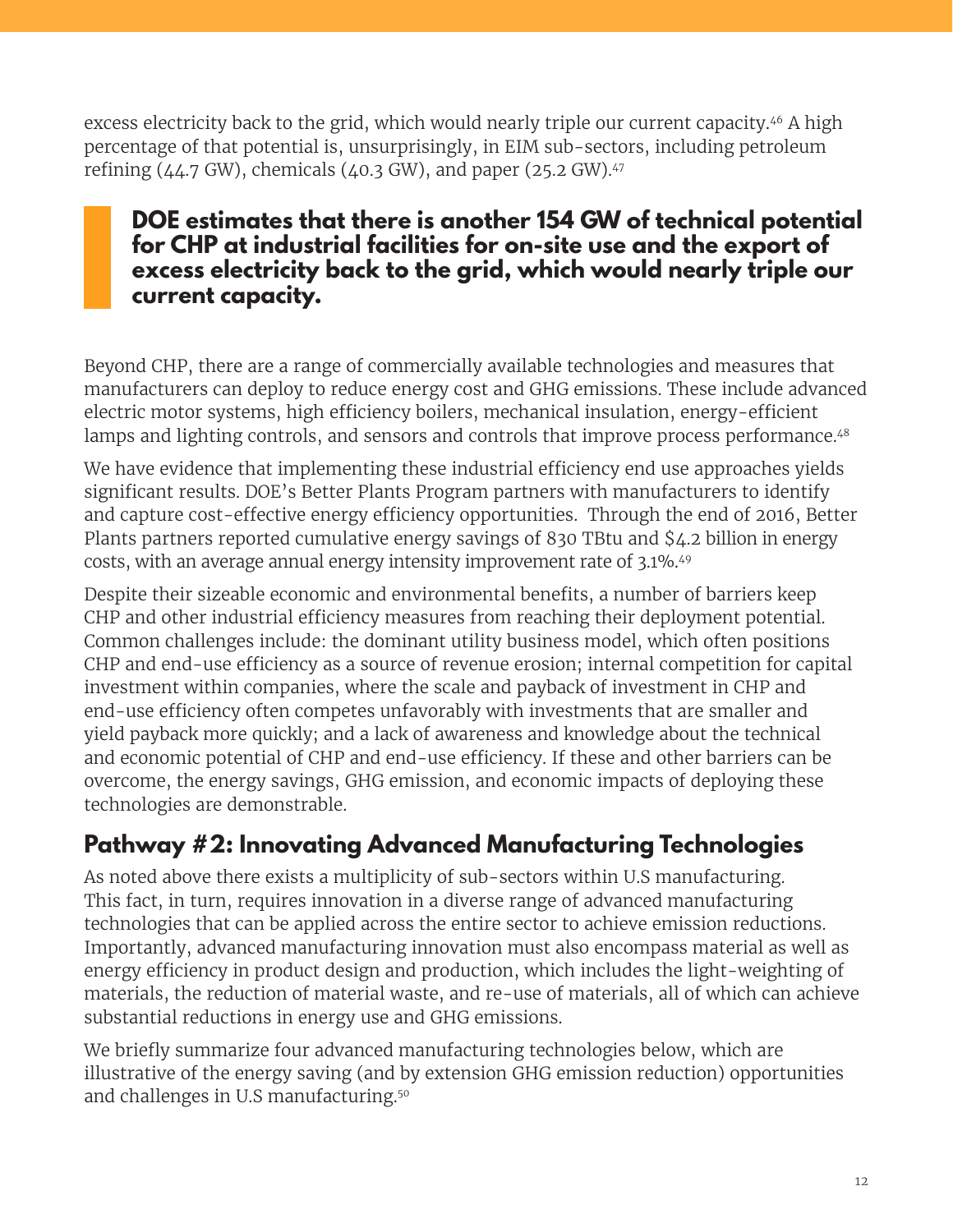excess electricity back to the grid, which would nearly triple our current capacity.[46] A high percentage of that potential is, unsurprisingly, in EIM sub-sectors, including petroleum refining (44.7 GW), chemicals (40.3 GW), and paper (25.2 GW).[47]

> **DOE estimates that there is another 154 GW of technical potential for CHP at industrial facilities for on-site use and the export of excess electricity back to the grid, which would nearly triple our current capacity.**

Beyond CHP, there are a range of commercially available technologies and measures that manufacturers can deploy to reduce energy cost and GHG emissions. These include advanced electric motor systems, high efficiency boilers, mechanical insulation, energy-efficient lamps and lighting controls, and sensors and controls that improve process performance.[48]

We have evidence that implementing these industrial efficiency end use approaches yields significant results. DOE's Better Plants Program partners with manufacturers to identify and capture cost-effective energy efficiency opportunities. Through the end of 2016, Better Plants partners reported cumulative energy savings of 830 TBtu and $4.2 billion in energy costs, with an average annual energy intensity improvement rate of 3.1%.[49]

Despite their sizeable economic and environmental benefits, a number of barriers keep CHP and other industrial efficiency measures from reaching their deployment potential. Common challenges include: the dominant utility business model, which often positions CHP and end-use efficiency as a source of revenue erosion; internal competition for capital investment within companies, where the scale and payback of investment in CHP and end-use efficiency often competes unfavorably with investments that are smaller and yield payback more quickly; and a lack of awareness and knowledge about the technical and economic potential of CHP and end-use efficiency. If these and other barriers can be overcome, the energy savings, GHG emission, and economic impacts of deploying these technologies are demonstrable.

## Pathway #2: Innovating Advanced Manufacturing Technologies

As noted above there exists a multiplicity of sub-sectors within U.S manufacturing. This fact, in turn, requires innovation in a diverse range of advanced manufacturing technologies that can be applied across the entire sector to achieve emission reductions. Importantly, advanced manufacturing innovation must also encompass material as well as energy efficiency in product design and production, which includes the light-weighting of materials, the reduction of material waste, and re-use of materials, all of which can achieve substantial reductions in energy use and GHG emissions.

We briefly summarize four advanced manufacturing technologies below, which are illustrative of the energy saving (and by extension GHG emission reduction) opportunities and challenges in U.S manufacturing.[50]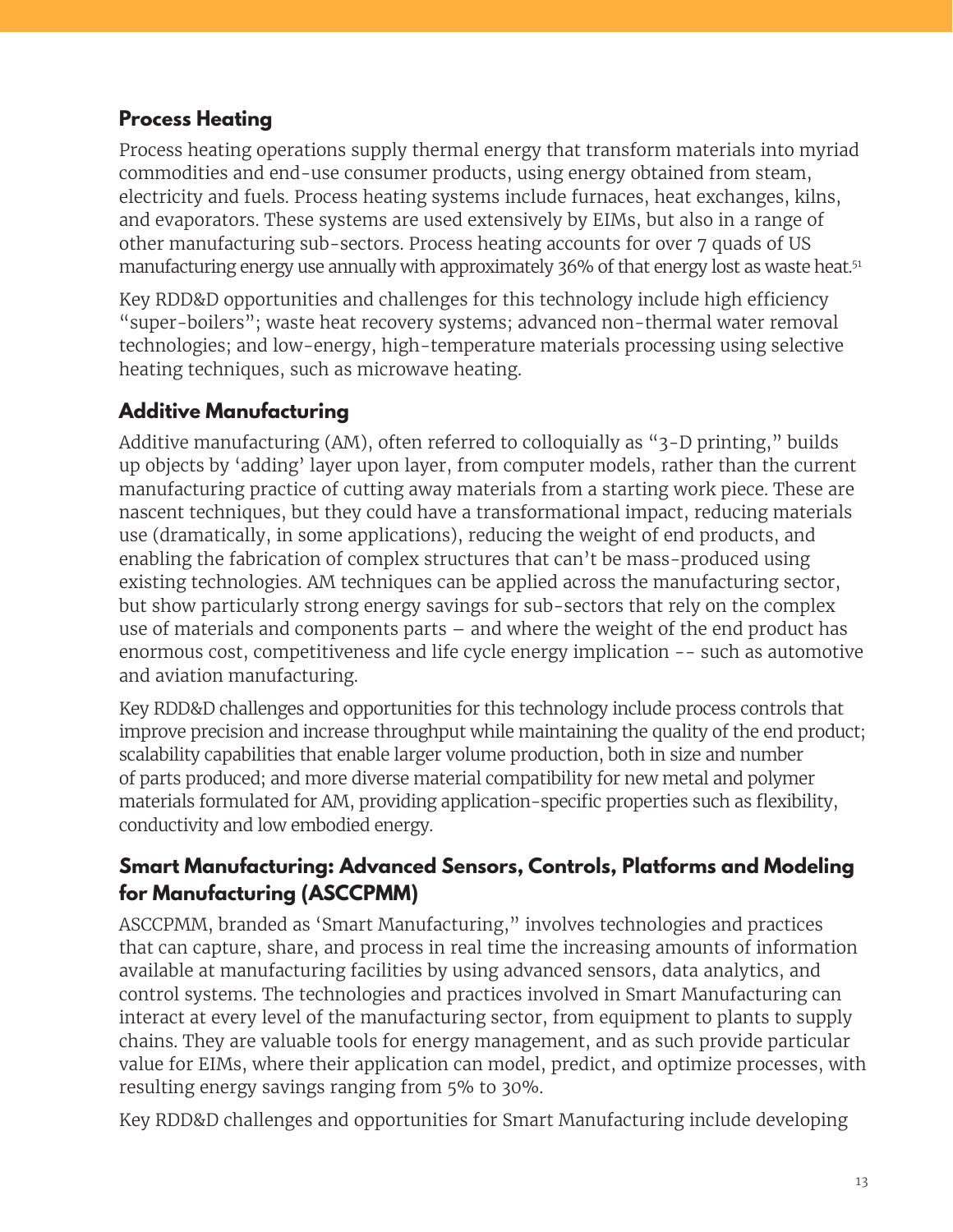### Process Heating

Process heating operations supply thermal energy that transform materials into myriad commodities and end-use consumer products, using energy obtained from steam, electricity and fuels. Process heating systems include furnaces, heat exchanges, kilns, and evaporators. These systems are used extensively by EIMs, but also in a range of other manufacturing sub-sectors. Process heating accounts for over 7 quads of US manufacturing energy use annually with approximately 36% of that energy lost as waste heat.[51]

Key RDD&D opportunities and challenges for this technology include high efficiency "super-boilers"; waste heat recovery systems; advanced non-thermal water removal technologies; and low-energy, high-temperature materials processing using selective heating techniques, such as microwave heating.

### Additive Manufacturing

Additive manufacturing (AM), often referred to colloquially as "3-D printing," builds up objects by 'adding' layer upon layer, from computer models, rather than the current manufacturing practice of cutting away materials from a starting work piece. These are nascent techniques, but they could have a transformational impact, reducing materials use (dramatically, in some applications), reducing the weight of end products, and enabling the fabrication of complex structures that can't be mass-produced using existing technologies. AM techniques can be applied across the manufacturing sector, but show particularly strong energy savings for sub-sectors that rely on the complex use of materials and components parts – and where the weight of the end product has enormous cost, competitiveness and life cycle energy implication -- such as automotive and aviation manufacturing.

Key RDD&D challenges and opportunities for this technology include process controls that improve precision and increase throughput while maintaining the quality of the end product; scalability capabilities that enable larger volume production, both in size and number of parts produced; and more diverse material compatibility for new metal and polymer materials formulated for AM, providing application-specific properties such as flexibility, conductivity and low embodied energy.

### Smart Manufacturing: Advanced Sensors, Controls, Platforms and Modeling for Manufacturing (ASCCPMM)

ASCCPMM, branded as 'Smart Manufacturing," involves technologies and practices that can capture, share, and process in real time the increasing amounts of information available at manufacturing facilities by using advanced sensors, data analytics, and control systems. The technologies and practices involved in Smart Manufacturing can interact at every level of the manufacturing sector, from equipment to plants to supply chains. They are valuable tools for energy management, and as such provide particular value for EIMs, where their application can model, predict, and optimize processes, with resulting energy savings ranging from 5% to 30%.

Key RDD&D challenges and opportunities for Smart Manufacturing include developing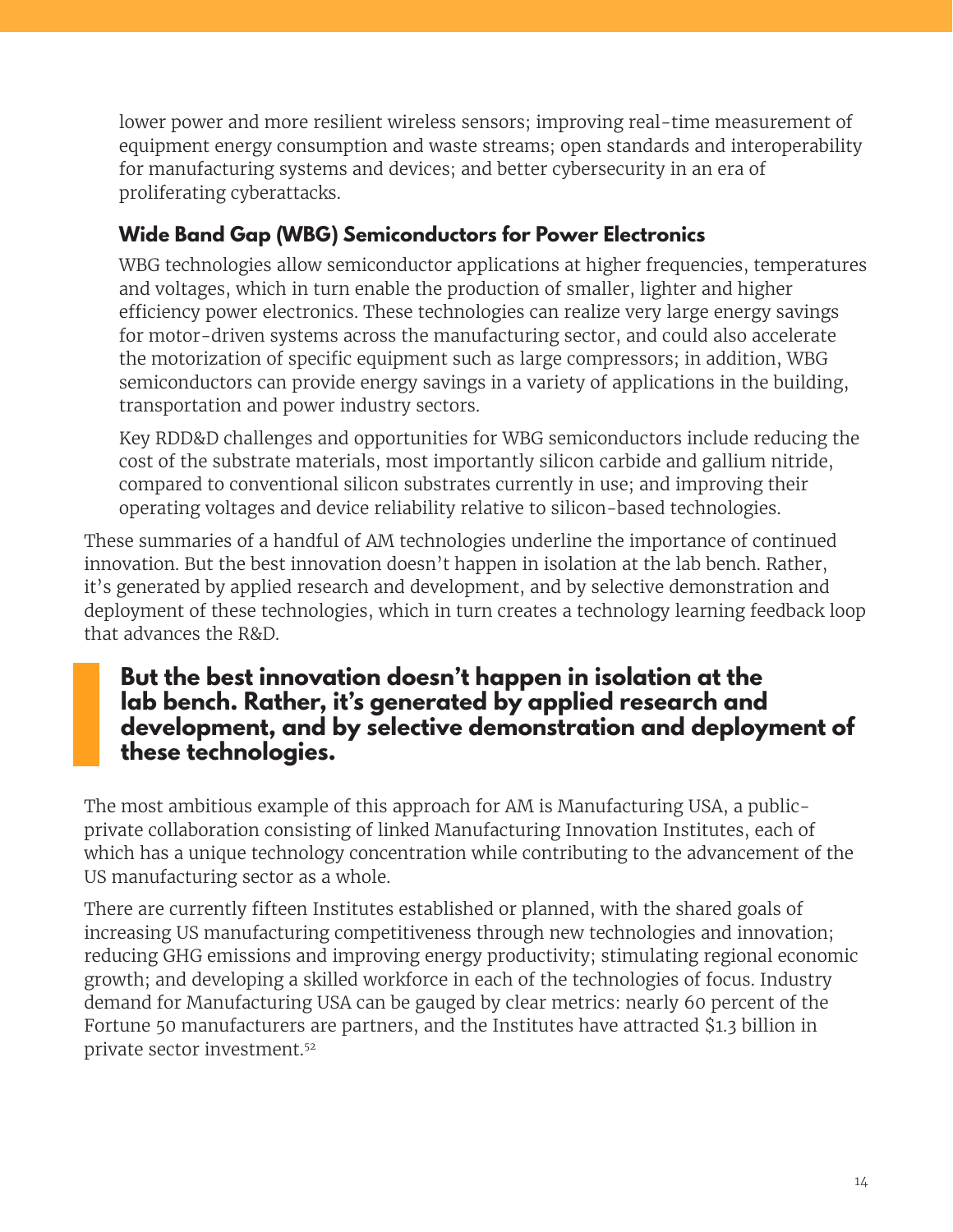lower power and more resilient wireless sensors; improving real-time measurement of equipment energy consumption and waste streams; open standards and interoperability for manufacturing systems and devices; and better cybersecurity in an era of proliferating cyberattacks.

### Wide Band Gap (WBG) Semiconductors for Power Electronics

WBG technologies allow semiconductor applications at higher frequencies, temperatures and voltages, which in turn enable the production of smaller, lighter and higher efficiency power electronics. These technologies can realize very large energy savings for motor-driven systems across the manufacturing sector, and could also accelerate the motorization of specific equipment such as large compressors; in addition, WBG semiconductors can provide energy savings in a variety of applications in the building, transportation and power industry sectors.

Key RDD&D challenges and opportunities for WBG semiconductors include reducing the cost of the substrate materials, most importantly silicon carbide and gallium nitride, compared to conventional silicon substrates currently in use; and improving their operating voltages and device reliability relative to silicon-based technologies.

These summaries of a handful of AM technologies underline the importance of continued innovation. But the best innovation doesn't happen in isolation at the lab bench. Rather, it's generated by applied research and development, and by selective demonstration and deployment of these technologies, which in turn creates a technology learning feedback loop that advances the R&D.

> **But the best innovation doesn't happen in isolation at the lab bench. Rather, it's generated by applied research and development, and by selective demonstration and deployment of these technologies.**

The most ambitious example of this approach for AM is Manufacturing USA, a public-private collaboration consisting of linked Manufacturing Innovation Institutes, each of which has a unique technology concentration while contributing to the advancement of the US manufacturing sector as a whole.

There are currently fifteen Institutes established or planned, with the shared goals of increasing US manufacturing competitiveness through new technologies and innovation; reducing GHG emissions and improving energy productivity; stimulating regional economic growth; and developing a skilled workforce in each of the technologies of focus. Industry demand for Manufacturing USA can be gauged by clear metrics: nearly 60 percent of the Fortune 50 manufacturers are partners, and the Institutes have attracted $1.3 billion in private sector investment.[52]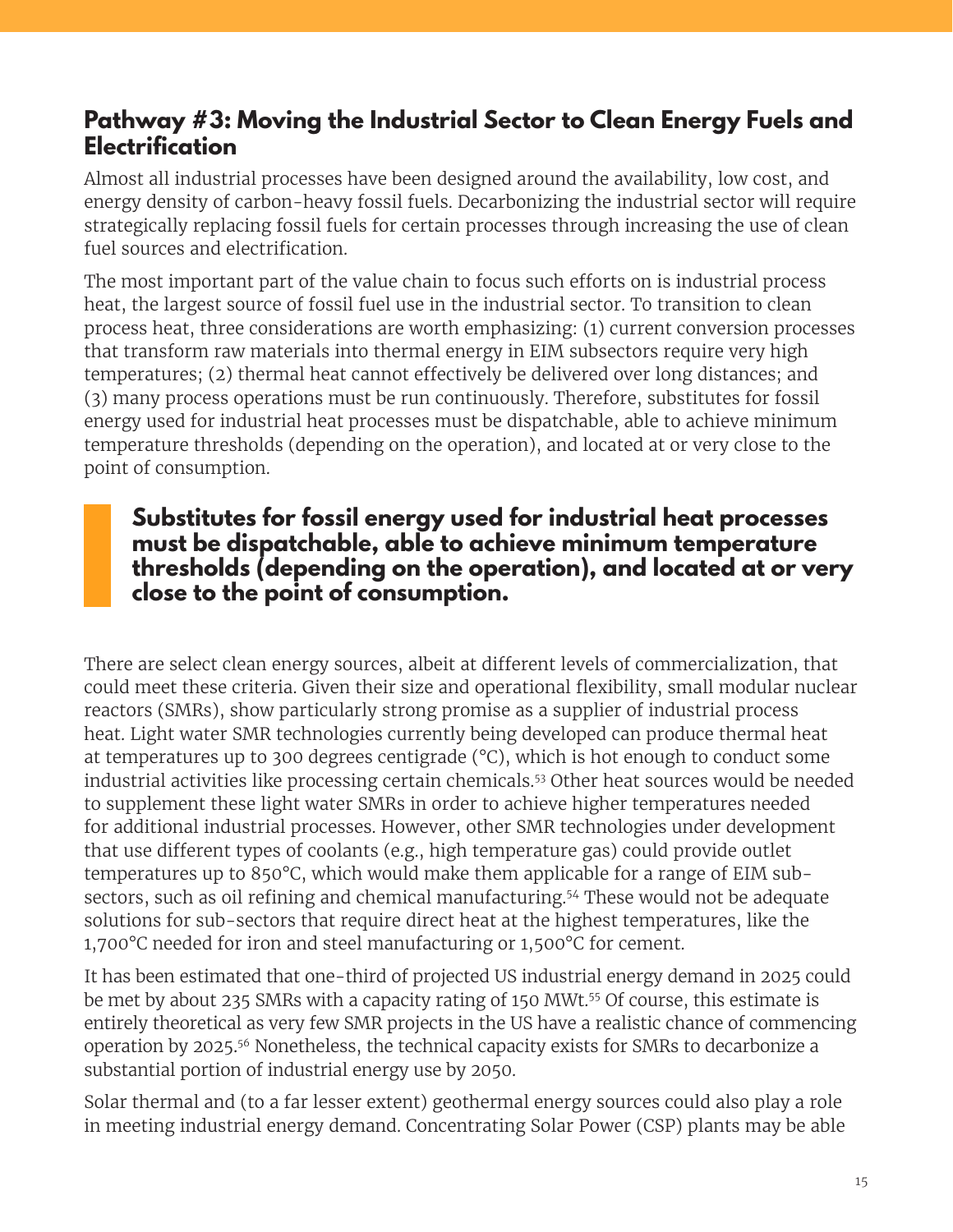## Pathway #3: Moving the Industrial Sector to Clean Energy Fuels and Electrification

Almost all industrial processes have been designed around the availability, low cost, and energy density of carbon-heavy fossil fuels. Decarbonizing the industrial sector will require strategically replacing fossil fuels for certain processes through increasing the use of clean fuel sources and electrification.

The most important part of the value chain to focus such efforts on is industrial process heat, the largest source of fossil fuel use in the industrial sector. To transition to clean process heat, three considerations are worth emphasizing: (1) current conversion processes that transform raw materials into thermal energy in EIM subsectors require very high temperatures; (2) thermal heat cannot effectively be delivered over long distances; and (3) many process operations must be run continuously. Therefore, substitutes for fossil energy used for industrial heat processes must be dispatchable, able to achieve minimum temperature thresholds (depending on the operation), and located at or very close to the point of consumption.

> **Substitutes for fossil energy used for industrial heat processes must be dispatchable, able to achieve minimum temperature thresholds (depending on the operation), and located at or very close to the point of consumption.**

There are select clean energy sources, albeit at different levels of commercialization, that could meet these criteria. Given their size and operational flexibility, small modular nuclear reactors (SMRs), show particularly strong promise as a supplier of industrial process heat. Light water SMR technologies currently being developed can produce thermal heat at temperatures up to 300 degrees centigrade (°C), which is hot enough to conduct some industrial activities like processing certain chemicals.[53] Other heat sources would be needed to supplement these light water SMRs in order to achieve higher temperatures needed for additional industrial processes. However, other SMR technologies under development that use different types of coolants (e.g., high temperature gas) could provide outlet temperatures up to 850°C, which would make them applicable for a range of EIM sub-sectors, such as oil refining and chemical manufacturing.[54] These would not be adequate solutions for sub-sectors that require direct heat at the highest temperatures, like the 1,700°C needed for iron and steel manufacturing or 1,500°C for cement.

It has been estimated that one-third of projected US industrial energy demand in 2025 could be met by about 235 SMRs with a capacity rating of 150 MWt.[55] Of course, this estimate is entirely theoretical as very few SMR projects in the US have a realistic chance of commencing operation by 2025.[56] Nonetheless, the technical capacity exists for SMRs to decarbonize a substantial portion of industrial energy use by 2050.

Solar thermal and (to a far lesser extent) geothermal energy sources could also play a role in meeting industrial energy demand. Concentrating Solar Power (CSP) plants may be able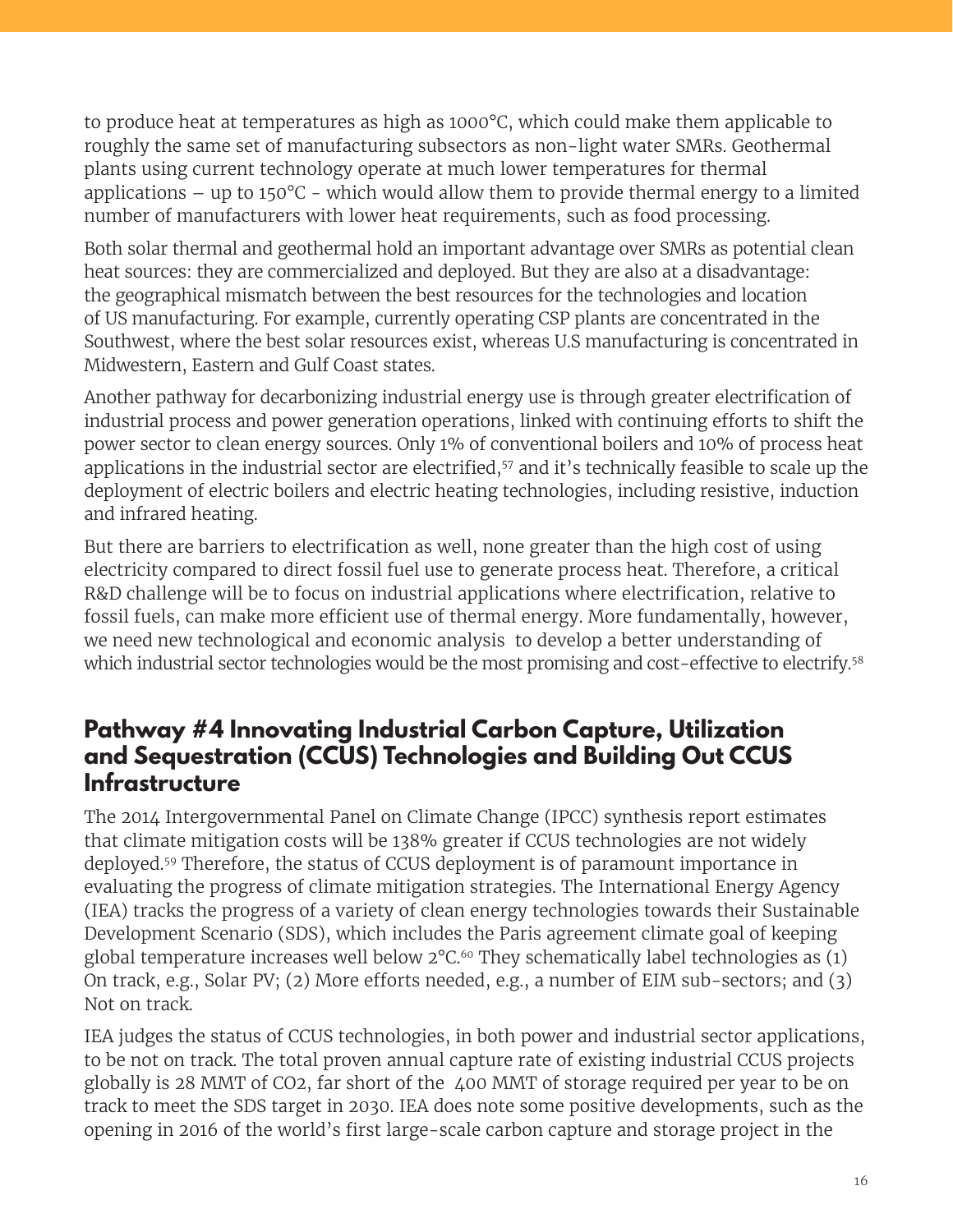to produce heat at temperatures as high as 1000°C, which could make them applicable to roughly the same set of manufacturing subsectors as non-light water SMRs. Geothermal plants using current technology operate at much lower temperatures for thermal applications – up to 150°C - which would allow them to provide thermal energy to a limited number of manufacturers with lower heat requirements, such as food processing.

Both solar thermal and geothermal hold an important advantage over SMRs as potential clean heat sources: they are commercialized and deployed. But they are also at a disadvantage: the geographical mismatch between the best resources for the technologies and location of US manufacturing. For example, currently operating CSP plants are concentrated in the Southwest, where the best solar resources exist, whereas U.S manufacturing is concentrated in Midwestern, Eastern and Gulf Coast states.

Another pathway for decarbonizing industrial energy use is through greater electrification of industrial process and power generation operations, linked with continuing efforts to shift the power sector to clean energy sources. Only 1% of conventional boilers and 10% of process heat applications in the industrial sector are electrified,[57] and it's technically feasible to scale up the deployment of electric boilers and electric heating technologies, including resistive, induction and infrared heating.

But there are barriers to electrification as well, none greater than the high cost of using electricity compared to direct fossil fuel use to generate process heat. Therefore, a critical R&D challenge will be to focus on industrial applications where electrification, relative to fossil fuels, can make more efficient use of thermal energy. More fundamentally, however, we need new technological and economic analysis to develop a better understanding of which industrial sector technologies would be the most promising and cost-effective to electrify.[58]

## Pathway #4 Innovating Industrial Carbon Capture, Utilization and Sequestration (CCUS) Technologies and Building Out CCUS Infrastructure

The 2014 Intergovernmental Panel on Climate Change (IPCC) synthesis report estimates that climate mitigation costs will be 138% greater if CCUS technologies are not widely deployed.[59] Therefore, the status of CCUS deployment is of paramount importance in evaluating the progress of climate mitigation strategies. The International Energy Agency (IEA) tracks the progress of a variety of clean energy technologies towards their Sustainable Development Scenario (SDS), which includes the Paris agreement climate goal of keeping global temperature increases well below 2°C.[60] They schematically label technologies as (1) On track, e.g., Solar PV; (2) More efforts needed, e.g., a number of EIM sub-sectors; and (3) Not on track.

IEA judges the status of CCUS technologies, in both power and industrial sector applications, to be not on track. The total proven annual capture rate of existing industrial CCUS projects globally is 28 MMT of $CO_2$, far short of the 400 MMT of storage required per year to be on track to meet the SDS target in 2030. IEA does note some positive developments, such as the opening in 2016 of the world's first large-scale carbon capture and storage project in the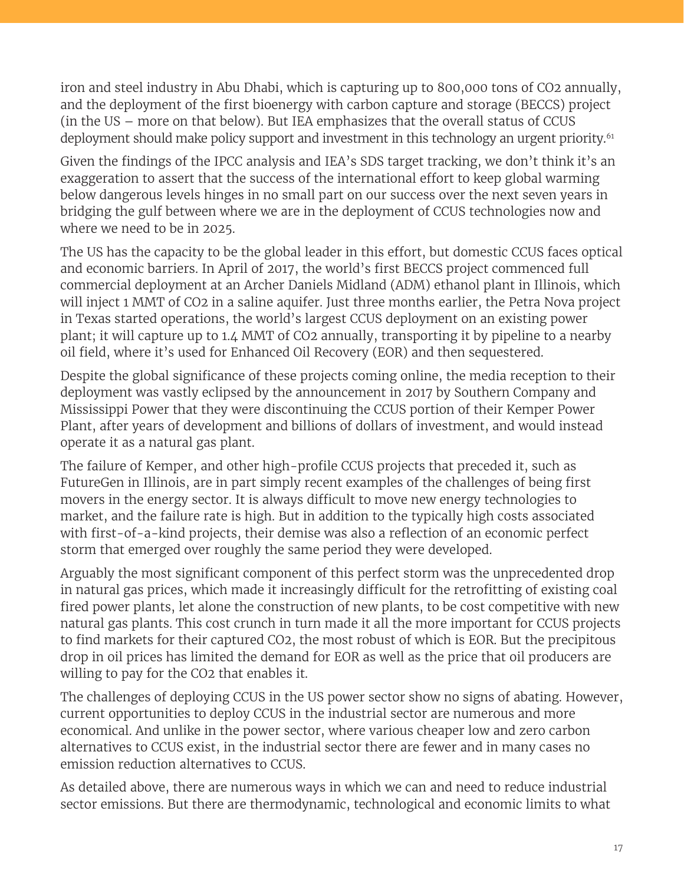iron and steel industry in Abu Dhabi, which is capturing up to 800,000 tons of $CO_2$ annually, and the deployment of the first bioenergy with carbon capture and storage (BECCS) project (in the US – more on that below). But IEA emphasizes that the overall status of CCUS deployment should make policy support and investment in this technology an urgent priority.[61]

Given the findings of the IPCC analysis and IEA's SDS target tracking, we don't think it's an exaggeration to assert that the success of the international effort to keep global warming below dangerous levels hinges in no small part on our success over the next seven years in bridging the gulf between where we are in the deployment of CCUS technologies now and where we need to be in 2025.

The US has the capacity to be the global leader in this effort, but domestic CCUS faces optical and economic barriers. In April of 2017, the world's first BECCS project commenced full commercial deployment at an Archer Daniels Midland (ADM) ethanol plant in Illinois, which will inject 1 MMT of $CO_2$ in a saline aquifer. Just three months earlier, the Petra Nova project in Texas started operations, the world's largest CCUS deployment on an existing power plant; it will capture up to 1.4 MMT of $CO_2$ annually, transporting it by pipeline to a nearby oil field, where it's used for Enhanced Oil Recovery (EOR) and then sequestered.

Despite the global significance of these projects coming online, the media reception to their deployment was vastly eclipsed by the announcement in 2017 by Southern Company and Mississippi Power that they were discontinuing the CCUS portion of their Kemper Power Plant, after years of development and billions of dollars of investment, and would instead operate it as a natural gas plant.

The failure of Kemper, and other high-profile CCUS projects that preceded it, such as FutureGen in Illinois, are in part simply recent examples of the challenges of being first movers in the energy sector. It is always difficult to move new energy technologies to market, and the failure rate is high. But in addition to the typically high costs associated with first-of-a-kind projects, their demise was also a reflection of an economic perfect storm that emerged over roughly the same period they were developed.

Arguably the most significant component of this perfect storm was the unprecedented drop in natural gas prices, which made it increasingly difficult for the retrofitting of existing coal fired power plants, let alone the construction of new plants, to be cost competitive with new natural gas plants. This cost crunch in turn made it all the more important for CCUS projects to find markets for their captured $CO_2$, the most robust of which is EOR. But the precipitous drop in oil prices has limited the demand for EOR as well as the price that oil producers are willing to pay for the $CO_2$ that enables it.

The challenges of deploying CCUS in the US power sector show no signs of abating. However, current opportunities to deploy CCUS in the industrial sector are numerous and more economical. And unlike in the power sector, where various cheaper low and zero carbon alternatives to CCUS exist, in the industrial sector there are fewer and in many cases no emission reduction alternatives to CCUS.

As detailed above, there are numerous ways in which we can and need to reduce industrial sector emissions. But there are thermodynamic, technological and economic limits to what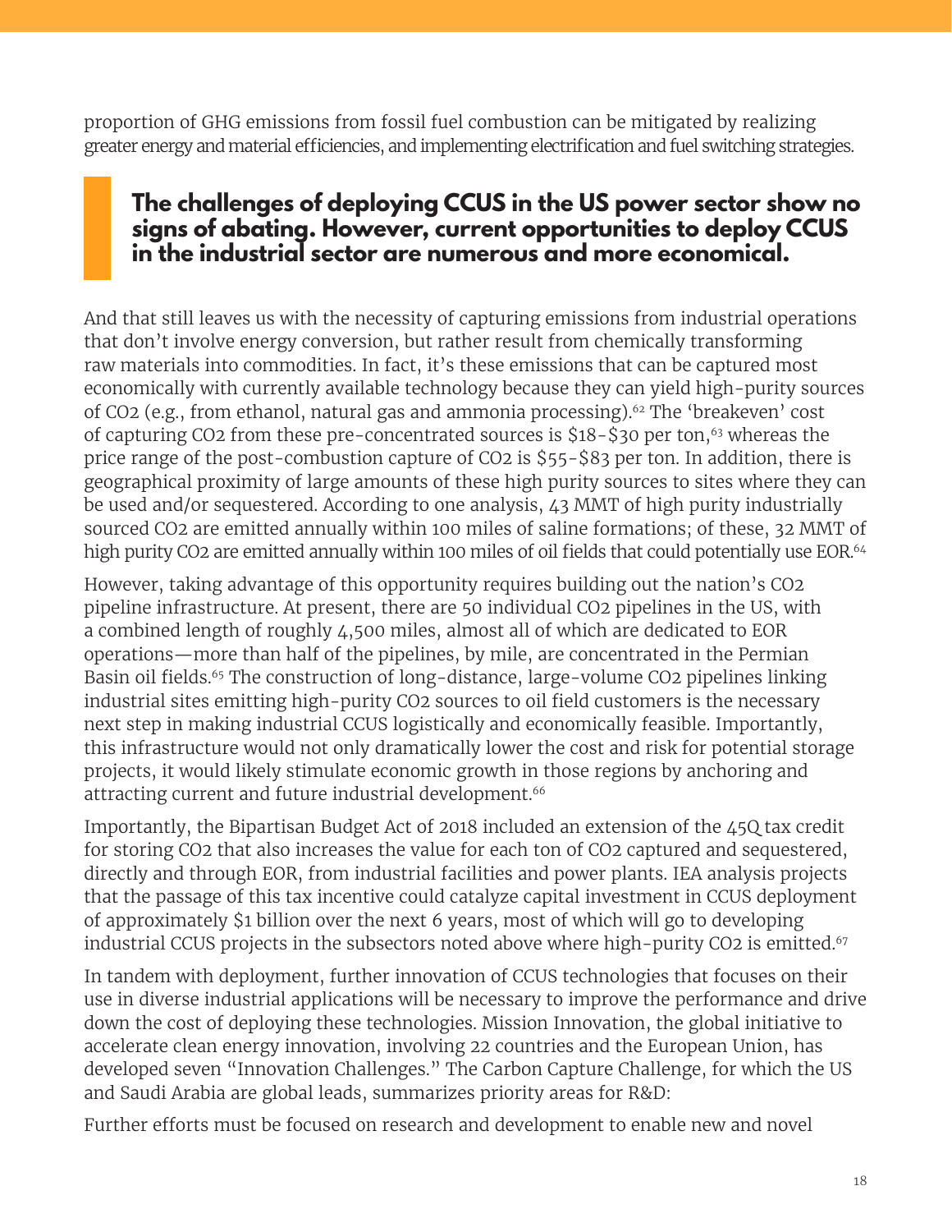proportion of GHG emissions from fossil fuel combustion can be mitigated by realizing greater energy and material efficiencies, and implementing electrification and fuel switching strategies.

> **The challenges of deploying CCUS in the US power sector show no signs of abating. However, current opportunities to deploy CCUS in the industrial sector are numerous and more economical.**

And that still leaves us with the necessity of capturing emissions from industrial operations that don't involve energy conversion, but rather result from chemically transforming raw materials into commodities. In fact, it's these emissions that can be captured most economically with currently available technology because they can yield high-purity sources of $CO_2$ (e.g., from ethanol, natural gas and ammonia processing).[62] The 'breakeven' cost of capturing $CO_2$ from these pre-concentrated sources is $18-$30 per ton,[63] whereas the price range of the post-combustion capture of $CO_2$ is $55-$83 per ton. In addition, there is geographical proximity of large amounts of these high purity sources to sites where they can be used and/or sequestered. According to one analysis, 43 MMT of high purity industrially sourced $CO_2$ are emitted annually within 100 miles of saline formations; of these, 32 MMT of high purity $CO_2$ are emitted annually within 100 miles of oil fields that could potentially use EOR.[64]

However, taking advantage of this opportunity requires building out the nation's $CO_2$ pipeline infrastructure. At present, there are 50 individual $CO_2$ pipelines in the US, with a combined length of roughly 4,500 miles, almost all of which are dedicated to EOR operations—more than half of the pipelines, by mile, are concentrated in the Permian Basin oil fields.[65] The construction of long-distance, large-volume $CO_2$ pipelines linking industrial sites emitting high-purity $CO_2$ sources to oil field customers is the necessary next step in making industrial CCUS logistically and economically feasible. Importantly, this infrastructure would not only dramatically lower the cost and risk for potential storage projects, it would likely stimulate economic growth in those regions by anchoring and attracting current and future industrial development.[66]

Importantly, the Bipartisan Budget Act of 2018 included an extension of the 45Q tax credit for storing $CO_2$ that also increases the value for each ton of $CO_2$ captured and sequestered, directly and through EOR, from industrial facilities and power plants. IEA analysis projects that the passage of this tax incentive could catalyze capital investment in CCUS deployment of approximately $1 billion over the next 6 years, most of which will go to developing industrial CCUS projects in the subsectors noted above where high-purity $CO_2$ is emitted.[67]

In tandem with deployment, further innovation of CCUS technologies that focuses on their use in diverse industrial applications will be necessary to improve the performance and drive down the cost of deploying these technologies. Mission Innovation, the global initiative to accelerate clean energy innovation, involving 22 countries and the European Union, has developed seven "Innovation Challenges." The Carbon Capture Challenge, for which the US and Saudi Arabia are global leads, summarizes priority areas for R&D:

Further efforts must be focused on research and development to enable new and novel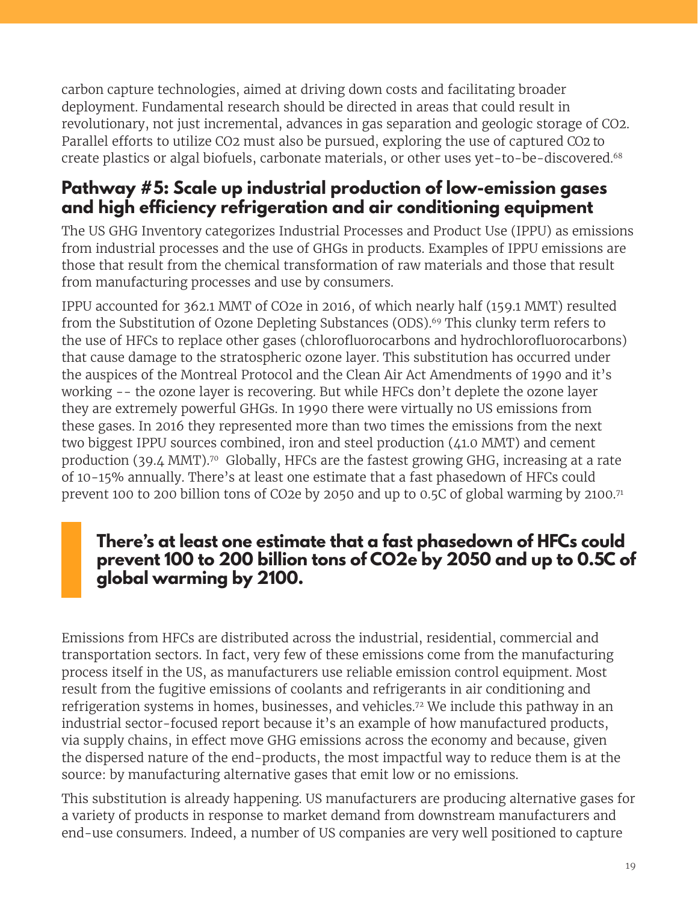carbon capture technologies, aimed at driving down costs and facilitating broader deployment. Fundamental research should be directed in areas that could result in revolutionary, not just incremental, advances in gas separation and geologic storage of $CO_2$. Parallel efforts to utilize $CO_2$ must also be pursued, exploring the use of captured $CO_2$ to create plastics or algal biofuels, carbonate materials, or other uses yet-to-be-discovered.[68]

## Pathway #5: Scale up industrial production of low-emission gases and high efficiency refrigeration and air conditioning equipment

The US GHG Inventory categorizes Industrial Processes and Product Use (IPPU) as emissions from industrial processes and the use of GHGs in products. Examples of IPPU emissions are those that result from the chemical transformation of raw materials and those that result from manufacturing processes and use by consumers.

IPPU accounted for 362.1 MMT of $CO_2e$ in 2016, of which nearly half (159.1 MMT) resulted from the Substitution of Ozone Depleting Substances (ODS).[69] This clunky term refers to the use of HFCs to replace other gases (chlorofluorocarbons and hydrochlorofluorocarbons) that cause damage to the stratospheric ozone layer. This substitution has occurred under the auspices of the Montreal Protocol and the Clean Air Act Amendments of 1990 and it's working -- the ozone layer is recovering. But while HFCs don't deplete the ozone layer they are extremely powerful GHGs. In 1990 there were virtually no US emissions from these gases. In 2016 they represented more than two times the emissions from the next two biggest IPPU sources combined, iron and steel production (41.0 MMT) and cement production (39.4 MMT).[70] Globally, HFCs are the fastest growing GHG, increasing at a rate of 10-15% annually. There's at least one estimate that a fast phasedown of HFCs could prevent 100 to 200 billion tons of $CO_2e$ by 2050 and up to 0.5C of global warming by 2100.[71]

> **There's at least one estimate that a fast phasedown of HFCs could prevent 100 to 200 billion tons of $CO_2e$ by 2050 and up to 0.5C of global warming by 2100.**

Emissions from HFCs are distributed across the industrial, residential, commercial and transportation sectors. In fact, very few of these emissions come from the manufacturing process itself in the US, as manufacturers use reliable emission control equipment. Most result from the fugitive emissions of coolants and refrigerants in air conditioning and refrigeration systems in homes, businesses, and vehicles.[72] We include this pathway in an industrial sector-focused report because it's an example of how manufactured products, via supply chains, in effect move GHG emissions across the economy and because, given the dispersed nature of the end-products, the most impactful way to reduce them is at the source: by manufacturing alternative gases that emit low or no emissions.

This substitution is already happening. US manufacturers are producing alternative gases for a variety of products in response to market demand from downstream manufacturers and end-use consumers. Indeed, a number of US companies are very well positioned to capture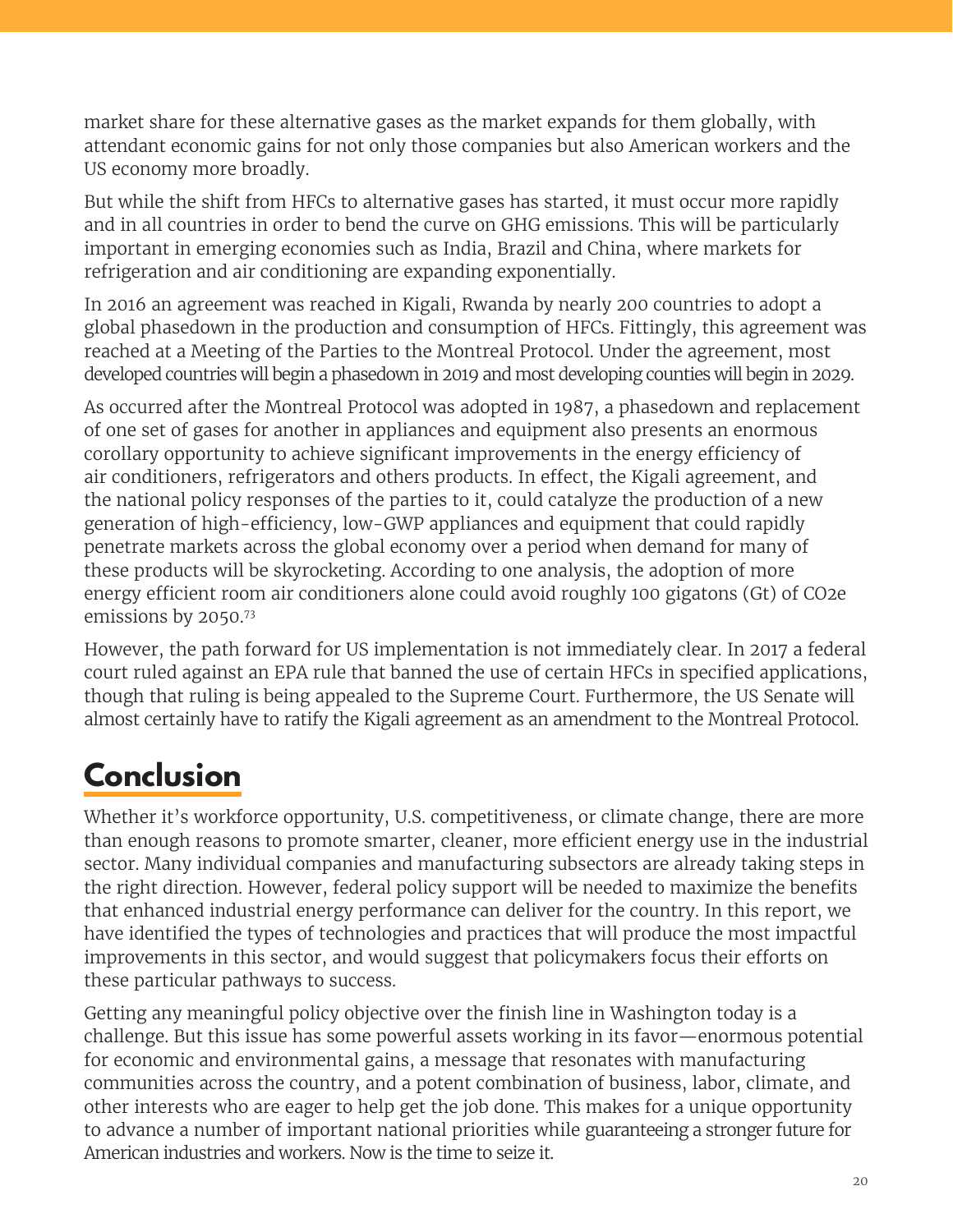market share for these alternative gases as the market expands for them globally, with attendant economic gains for not only those companies but also American workers and the US economy more broadly.

But while the shift from HFCs to alternative gases has started, it must occur more rapidly and in all countries in order to bend the curve on GHG emissions. This will be particularly important in emerging economies such as India, Brazil and China, where markets for refrigeration and air conditioning are expanding exponentially.

In 2016 an agreement was reached in Kigali, Rwanda by nearly 200 countries to adopt a global phasedown in the production and consumption of HFCs. Fittingly, this agreement was reached at a Meeting of the Parties to the Montreal Protocol. Under the agreement, most developed countries will begin a phasedown in 2019 and most developing counties will begin in 2029.

As occurred after the Montreal Protocol was adopted in 1987, a phasedown and replacement of one set of gases for another in appliances and equipment also presents an enormous corollary opportunity to achieve significant improvements in the energy efficiency of air conditioners, refrigerators and others products. In effect, the Kigali agreement, and the national policy responses of the parties to it, could catalyze the production of a new generation of high-efficiency, low-GWP appliances and equipment that could rapidly penetrate markets across the global economy over a period when demand for many of these products will be skyrocketing. According to one analysis, the adoption of more energy efficient room air conditioners alone could avoid roughly 100 gigatons (Gt) of $CO_2e$ emissions by 2050.[73]

However, the path forward for US implementation is not immediately clear. In 2017 a federal court ruled against an EPA rule that banned the use of certain HFCs in specified applications, though that ruling is being appealed to the Supreme Court. Furthermore, the US Senate will almost certainly have to ratify the Kigali agreement as an amendment to the Montreal Protocol.

## Conclusion

Whether it's workforce opportunity, U.S. competitiveness, or climate change, there are more than enough reasons to promote smarter, cleaner, more efficient energy use in the industrial sector. Many individual companies and manufacturing subsectors are already taking steps in the right direction. However, federal policy support will be needed to maximize the benefits that enhanced industrial energy performance can deliver for the country. In this report, we have identified the types of technologies and practices that will produce the most impactful improvements in this sector, and would suggest that policymakers focus their efforts on these particular pathways to success.

Getting any meaningful policy objective over the finish line in Washington today is a challenge. But this issue has some powerful assets working in its favor—enormous potential for economic and environmental gains, a message that resonates with manufacturing communities across the country, and a potent combination of business, labor, climate, and other interests who are eager to help get the job done. This makes for a unique opportunity to advance a number of important national priorities while guaranteeing a stronger future for American industries and workers. Now is the time to seize it.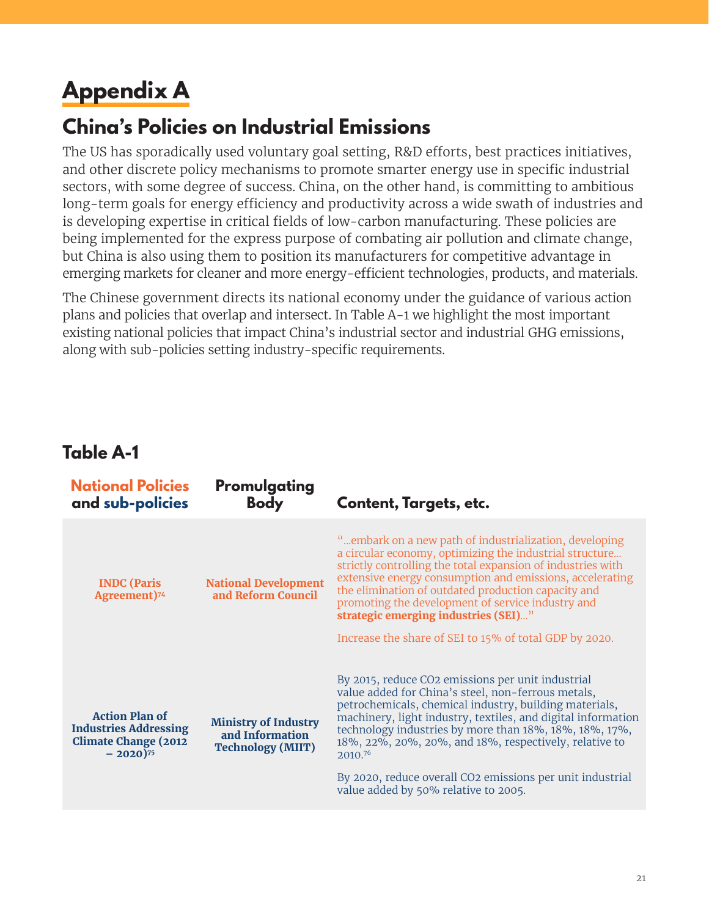# Appendix A

## China's Policies on Industrial Emissions

The US has sporadically used voluntary goal setting, R&D efforts, best practices initiatives, and other discrete policy mechanisms to promote smarter energy use in specific industrial sectors, with some degree of success. China, on the other hand, is committing to ambitious long-term goals for energy efficiency and productivity across a wide swath of industries and is developing expertise in critical fields of low-carbon manufacturing. These policies are being implemented for the express purpose of combating air pollution and climate change, but China is also using them to position its manufacturers for competitive advantage in emerging markets for cleaner and more energy-efficient technologies, products, and materials.

The Chinese government directs its national economy under the guidance of various action plans and policies that overlap and intersect. In Table A-1 we highlight the most important existing national policies that impact China's industrial sector and industrial GHG emissions, along with sub-policies setting industry-specific requirements.

### Table A-1

| National Policies and sub-policies | Promulgating Body | Content, Targets, etc. |
|---|---|---|
| **INDC (Paris Agreement)[74]** | **National Development and Reform Council** | "...embark on a new path of industrialization, developing a circular economy, optimizing the industrial structure... strictly controlling the total expansion of industries with extensive energy consumption and emissions, accelerating the elimination of outdated production capacity and promoting the development of service industry and **strategic emerging industries (SEI)**..."<br><br>Increase the share of SEI to 15% of total GDP by 2020. |
| **Action Plan of Industries Addressing Climate Change (2012 – 2020)[75]** | **Ministry of Industry and Information Technology (MIIT)** | By 2015, reduce CO2 emissions per unit industrial value added for China's steel, non-ferrous metals, petrochemicals, chemical industry, building materials, machinery, light industry, textiles, and digital information technology industries by more than 18%, 18%, 18%, 17%, 18%, 22%, 20%, 20%, and 18%, respectively, relative to 2010.[76]<br><br>By 2020, reduce overall CO2 emissions per unit industrial value added by 50% relative to 2005. |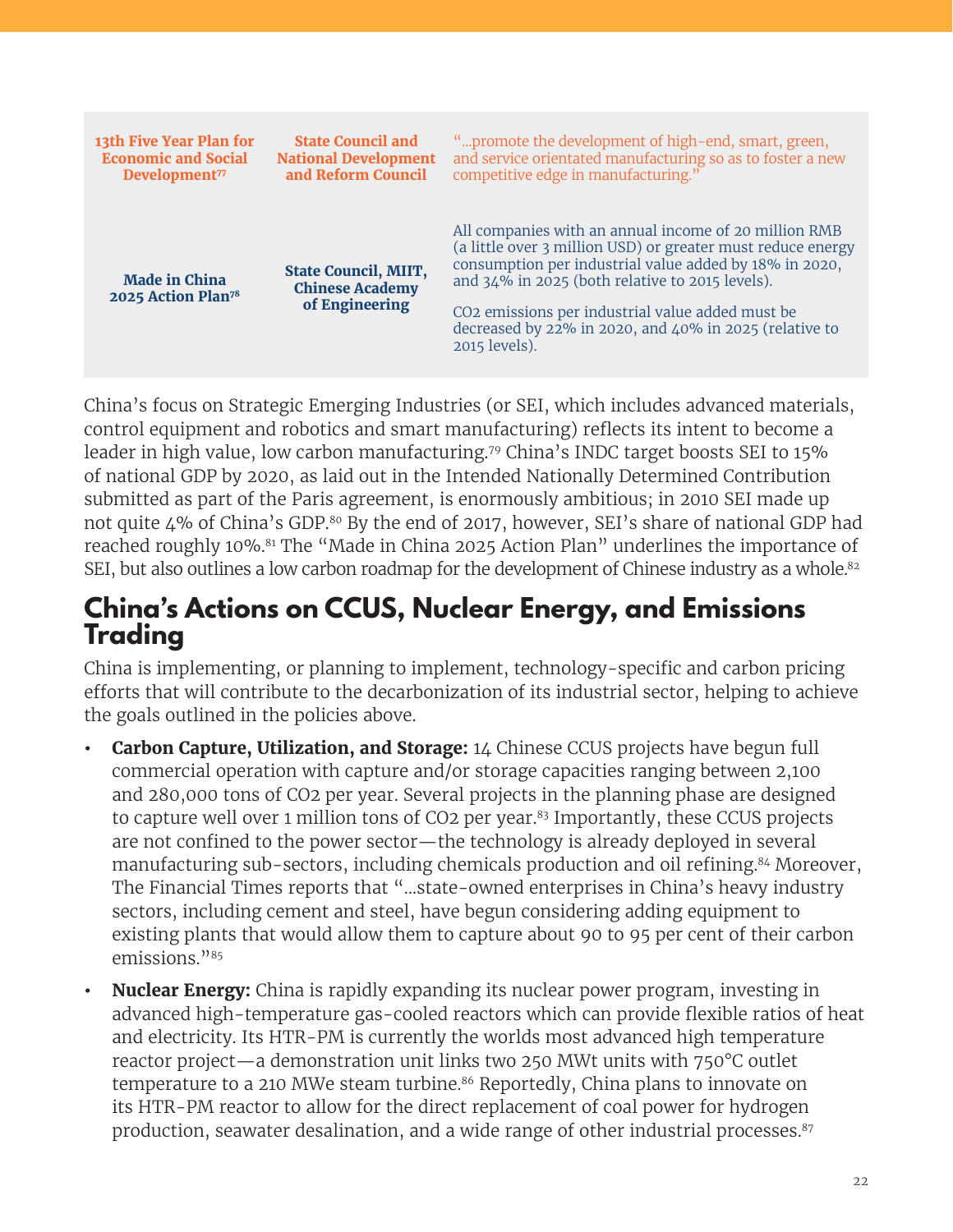| | | |
|---|---|---|
| **13th Five Year Plan for Economic and Social Development**[77] | **State Council and National Development and Reform Council** | "...promote the development of high-end, smart, green, and service orientated manufacturing so as to foster a new competitive edge in manufacturing." |
| **Made in China 2025 Action Plan**[78] | **State Council, MIIT, Chinese Academy of Engineering** | All companies with an annual income of 20 million RMB (a little over 3 million USD) or greater must reduce energy consumption per industrial value added by 18% in 2020, and 34% in 2025 (both relative to 2015 levels). $CO_2$ emissions per industrial value added must be decreased by 22% in 2020, and 40% in 2025 (relative to 2015 levels). |

China's focus on Strategic Emerging Industries (or SEI, which includes advanced materials, control equipment and robotics and smart manufacturing) reflects its intent to become a leader in high value, low carbon manufacturing.[79] China's INDC target boosts SEI to 15% of national GDP by 2020, as laid out in the Intended Nationally Determined Contribution submitted as part of the Paris agreement, is enormously ambitious; in 2010 SEI made up not quite 4% of China's GDP.[80] By the end of 2017, however, SEI's share of national GDP had reached roughly 10%.[81] The "Made in China 2025 Action Plan" underlines the importance of SEI, but also outlines a low carbon roadmap for the development of Chinese industry as a whole.[82]

## China's Actions on CCUS, Nuclear Energy, and Emissions Trading

China is implementing, or planning to implement, technology-specific and carbon pricing efforts that will contribute to the decarbonization of its industrial sector, helping to achieve the goals outlined in the policies above.

- **Carbon Capture, Utilization, and Storage:** 14 Chinese CCUS projects have begun full commercial operation with capture and/or storage capacities ranging between 2,100 and 280,000 tons of $CO_2$ per year. Several projects in the planning phase are designed to capture well over 1 million tons of $CO_2$ per year.[83] Importantly, these CCUS projects are not confined to the power sector—the technology is already deployed in several manufacturing sub-sectors, including chemicals production and oil refining.[84] Moreover, The Financial Times reports that "...state-owned enterprises in China's heavy industry sectors, including cement and steel, have begun considering adding equipment to existing plants that would allow them to capture about 90 to 95 per cent of their carbon emissions."[85]
- **Nuclear Energy:** China is rapidly expanding its nuclear power program, investing in advanced high-temperature gas-cooled reactors which can provide flexible ratios of heat and electricity. Its HTR-PM is currently the worlds most advanced high temperature reactor project—a demonstration unit links two 250 MWt units with 750°C outlet temperature to a 210 MWe steam turbine.[86] Reportedly, China plans to innovate on its HTR-PM reactor to allow for the direct replacement of coal power for hydrogen production, seawater desalination, and a wide range of other industrial processes.[87]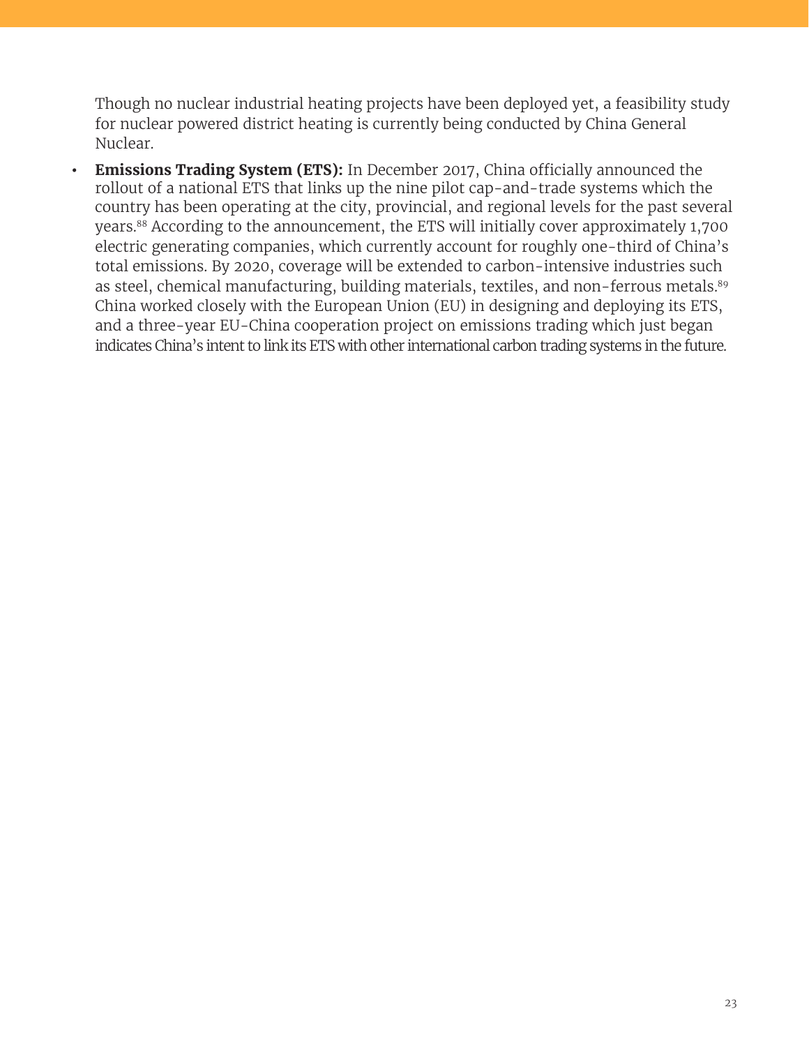Though no nuclear industrial heating projects have been deployed yet, a feasibility study for nuclear powered district heating is currently being conducted by China General Nuclear.

- **Emissions Trading System (ETS):** In December 2017, China officially announced the rollout of a national ETS that links up the nine pilot cap-and-trade systems which the country has been operating at the city, provincial, and regional levels for the past several years.[88] According to the announcement, the ETS will initially cover approximately 1,700 electric generating companies, which currently account for roughly one-third of China's total emissions. By 2020, coverage will be extended to carbon-intensive industries such as steel, chemical manufacturing, building materials, textiles, and non-ferrous metals.[89] China worked closely with the European Union (EU) in designing and deploying its ETS, and a three-year EU-China cooperation project on emissions trading which just began indicates China's intent to link its ETS with other international carbon trading systems in the future.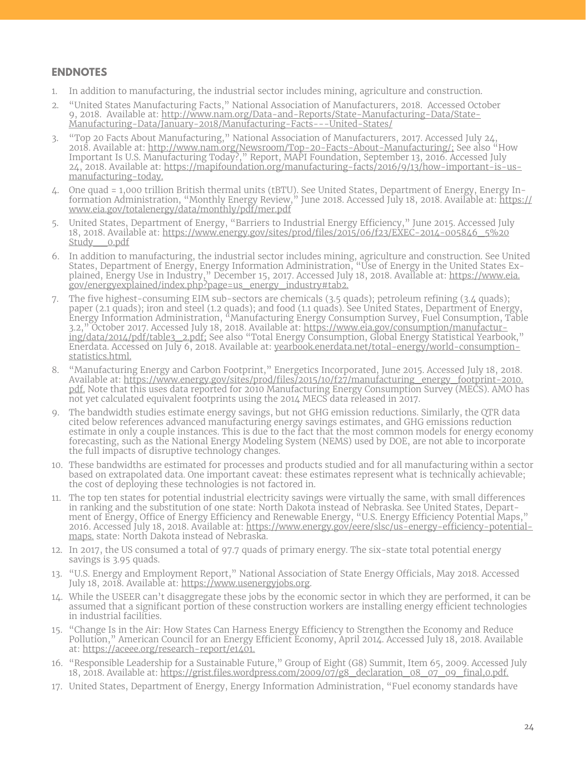## ENDNOTES

1. In addition to manufacturing, the industrial sector includes mining, agriculture and construction.
2. "United States Manufacturing Facts," National Association of Manufacturers, 2018. Accessed October 9, 2018. Available at: http://www.nam.org/Data-and-Reports/State-Manufacturing-Data/State-Manufacturing-Data/January-2018/Manufacturing-Facts---United-States/
3. "Top 20 Facts About Manufacturing," National Association of Manufacturers, 2017. Accessed July 24, 2018. Available at: http://www.nam.org/Newsroom/Top-20-Facts-About-Manufacturing/; See also "How Important Is U.S. Manufacturing Today?," Report, MAPI Foundation, September 13, 2016. Accessed July 24, 2018. Available at: https://mapifoundation.org/manufacturing-facts/2016/9/13/how-important-is-us-manufacturing-today.
4. One quad = 1,000 trillion British thermal units (tBTU). See United States, Department of Energy, Energy Information Administration, "Monthly Energy Review," June 2018. Accessed July 18, 2018. Available at: https://www.eia.gov/totalenergy/data/monthly/pdf/mer.pdf
5. United States, Department of Energy, "Barriers to Industrial Energy Efficiency," June 2015. Accessed July 18, 2018. Available at: https://www.energy.gov/sites/prod/files/2015/06/f23/EXEC-2014-005846_5%20Study___0.pdf
6. In addition to manufacturing, the industrial sector includes mining, agriculture and construction. See United States, Department of Energy, Energy Information Administration, "Use of Energy in the United States Explained, Energy Use in Industry," December 15, 2017. Accessed July 18, 2018. Available at: https://www.eia.gov/energyexplained/index.php?page=us_energy_industry#tab2.
7. The five highest-consuming EIM sub-sectors are chemicals (3.5 quads); petroleum refining (3.4 quads); paper (2.1 quads); iron and steel (1.2 quads); and food (1.1 quads). See United States, Department of Energy, Energy Information Administration, "Manufacturing Energy Consumption Survey, Fuel Consumption, Table 3.2," October 2017. Accessed July 18, 2018. Available at: https://www.eia.gov/consumption/manufacturing/data/2014/pdf/table3_2.pdf; See also "Total Energy Consumption, Global Energy Statistical Yearbook," Enerdata. Accessed on July 6, 2018. Available at: yearbook.enerdata.net/total-energy/world-consumption-statistics.html.
8. "Manufacturing Energy and Carbon Footprint," Energetics Incorporated, June 2015. Accessed July 18, 2018. Available at: https://www.energy.gov/sites/prod/files/2015/10/f27/manufacturing_energy_footprint-2010.pdf. Note that this uses data reported for 2010 Manufacturing Energy Consumption Survey (MECS). AMO has not yet calculated equivalent footprints using the 2014 MECS data released in 2017.
9. The bandwidth studies estimate energy savings, but not GHG emission reductions. Similarly, the QTR data cited below references advanced manufacturing energy savings estimates, and GHG emissions reduction estimate in only a couple instances. This is due to the fact that the most common models for energy economy forecasting, such as the National Energy Modeling System (NEMS) used by DOE, are not able to incorporate the full impacts of disruptive technology changes.
10. These bandwidths are estimated for processes and products studied and for all manufacturing within a sector based on extrapolated data. One important caveat: these estimates represent what is technically achievable; the cost of deploying these technologies is not factored in.
11. The top ten states for potential industrial electricity savings were virtually the same, with small differences in ranking and the substitution of one state: North Dakota instead of Nebraska. See United States, Department of Energy, Office of Energy Efficiency and Renewable Energy, "U.S. Energy Efficiency Potential Maps," 2016. Accessed July 18, 2018. Available at: https://www.energy.gov/eere/slsc/us-energy-efficiency-potential-maps. state: North Dakota instead of Nebraska.
12. In 2017, the US consumed a total of 97.7 quads of primary energy. The six-state total potential energy savings is 3.95 quads.
13. "U.S. Energy and Employment Report," National Association of State Energy Officials, May 2018. Accessed July 18, 2018. Available at: https://www.usenergyjobs.org.
14. While the USEER can't disaggregate these jobs by the economic sector in which they are performed, it can be assumed that a significant portion of these construction workers are installing energy efficient technologies in industrial facilities.
15. "Change Is in the Air: How States Can Harness Energy Efficiency to Strengthen the Economy and Reduce Pollution," American Council for an Energy Efficient Economy, April 2014. Accessed July 18, 2018. Available at: https://aceee.org/research-report/e1401.
16. "Responsible Leadership for a Sustainable Future," Group of Eight (G8) Summit, Item 65, 2009. Accessed July 18, 2018. Available at: https://grist.files.wordpress.com/2009/07/g8_declaration_08_07_09_final,0.pdf.
17. United States, Department of Energy, Energy Information Administration, "Fuel economy standards have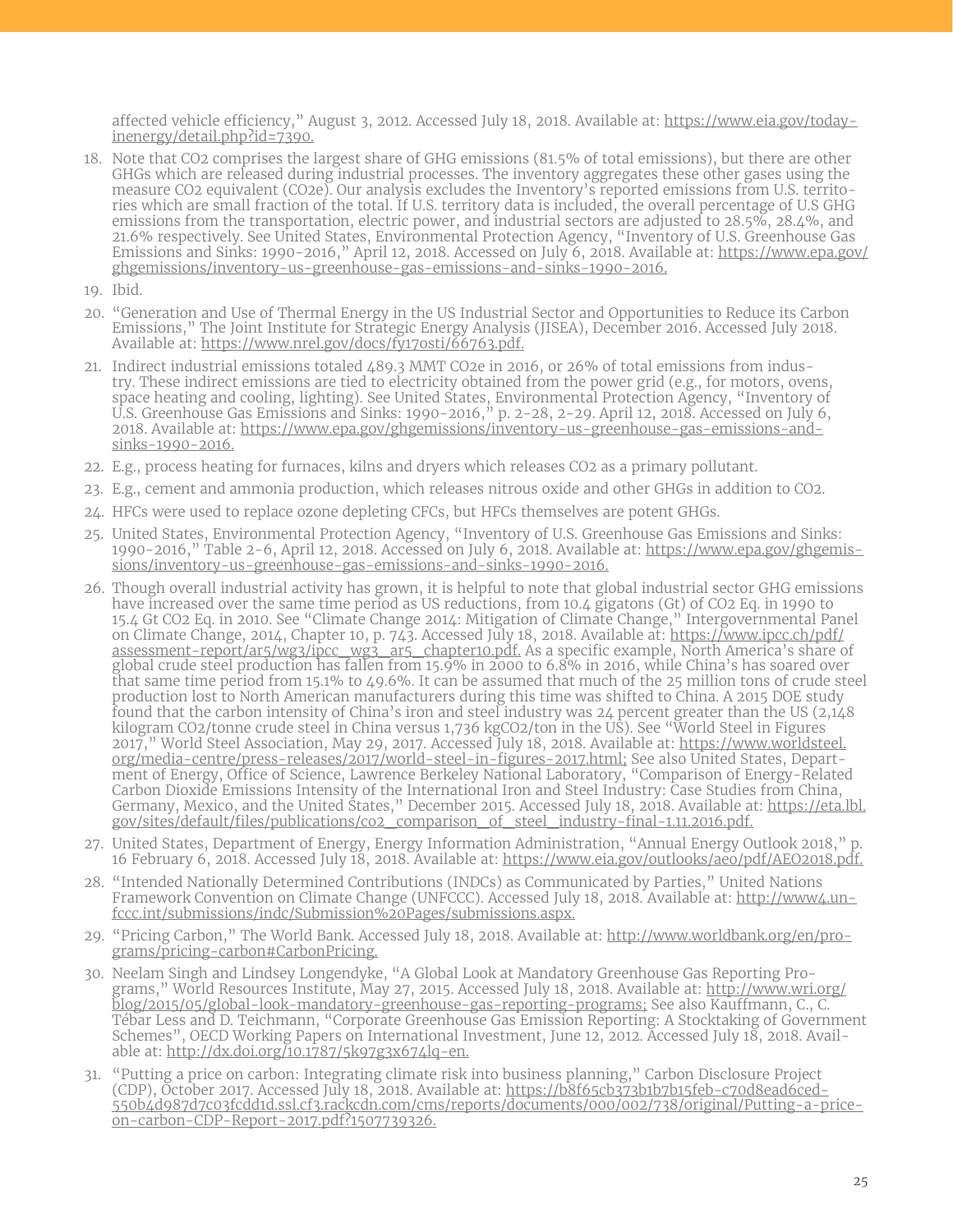affected vehicle efficiency," August 3, 2012. Accessed July 18, 2018. Available at: https://www.eia.gov/todayinenergy/detail.php?id=7390.

18. Note that $CO_2$ comprises the largest share of GHG emissions (81.5% of total emissions), but there are other GHGs which are released during industrial processes. The inventory aggregates these other gases using the measure $CO_2$ equivalent ($CO_2e$). Our analysis excludes the Inventory's reported emissions from U.S. territories which are small fraction of the total. If U.S. territory data is included, the overall percentage of U.S GHG emissions from the transportation, electric power, and industrial sectors are adjusted to 28.5%, 28.4%, and 21.6% respectively. See United States, Environmental Protection Agency, "Inventory of U.S. Greenhouse Gas Emissions and Sinks: 1990-2016," April 12, 2018. Accessed on July 6, 2018. Available at: https://www.epa.gov/ghgemissions/inventory-us-greenhouse-gas-emissions-and-sinks-1990-2016.
19. Ibid.
20. "Generation and Use of Thermal Energy in the US Industrial Sector and Opportunities to Reduce its Carbon Emissions," The Joint Institute for Strategic Energy Analysis (JISEA), December 2016. Accessed July 2018. Available at: https://www.nrel.gov/docs/fy17osti/66763.pdf.
21. Indirect industrial emissions totaled 489.3 MMT $CO_2e$ in 2016, or 26% of total emissions from industry. These indirect emissions are tied to electricity obtained from the power grid (e.g., for motors, ovens, space heating and cooling, lighting). See United States, Environmental Protection Agency, "Inventory of U.S. Greenhouse Gas Emissions and Sinks: 1990-2016," p. 2-28, 2-29. April 12, 2018. Accessed on July 6, 2018. Available at: https://www.epa.gov/ghgemissions/inventory-us-greenhouse-gas-emissions-and-sinks-1990-2016.
22. E.g., process heating for furnaces, kilns and dryers which releases $CO_2$ as a primary pollutant.
23. E.g., cement and ammonia production, which releases nitrous oxide and other GHGs in addition to $CO_2$.
24. HFCs were used to replace ozone depleting CFCs, but HFCs themselves are potent GHGs.
25. United States, Environmental Protection Agency, "Inventory of U.S. Greenhouse Gas Emissions and Sinks: 1990-2016," Table 2-6, April 12, 2018. Accessed on July 6, 2018. Available at: https://www.epa.gov/ghgemissions/inventory-us-greenhouse-gas-emissions-and-sinks-1990-2016.
26. Though overall industrial activity has grown, it is helpful to note that global industrial sector GHG emissions have increased over the same time period as US reductions, from 10.4 gigatons (Gt) of $CO_2$ Eq. in 1990 to 15.4 Gt $CO_2$ Eq. in 2010. See "Climate Change 2014: Mitigation of Climate Change," Intergovernmental Panel on Climate Change, 2014, Chapter 10, p. 743. Accessed July 18, 2018. Available at: https://www.ipcc.ch/pdf/assessment-report/ar5/wg3/ipcc_wg3_ar5_chapter10.pdf. As a specific example, North America's share of global crude steel production has fallen from 15.9% in 2000 to 6.8% in 2016, while China's has soared over that same time period from 15.1% to 49.6%. It can be assumed that much of the 25 million tons of crude steel production lost to North American manufacturers during this time was shifted to China. A 2015 DOE study found that the carbon intensity of China's iron and steel industry was 24 percent greater than the US (2,148 kilogram $CO_2$/tonne crude steel in China versus 1,736 kg$CO_2$/ton in the US). See "World Steel in Figures 2017," World Steel Association, May 29, 2017. Accessed July 18, 2018. Available at: https://www.worldsteel.org/media-centre/press-releases/2017/world-steel-in-figures-2017.html; See also United States, Department of Energy, Office of Science, Lawrence Berkeley National Laboratory, "Comparison of Energy-Related Carbon Dioxide Emissions Intensity of the International Iron and Steel Industry: Case Studies from China, Germany, Mexico, and the United States," December 2015. Accessed July 18, 2018. Available at: https://eta.lbl.gov/sites/default/files/publications/co2_comparison_of_steel_industry-final-1.11.2016.pdf.
27. United States, Department of Energy, Energy Information Administration, "Annual Energy Outlook 2018," p. 16 February 6, 2018. Accessed July 18, 2018. Available at: https://www.eia.gov/outlooks/aeo/pdf/AEO2018.pdf.
28. "Intended Nationally Determined Contributions (INDCs) as Communicated by Parties," United Nations Framework Convention on Climate Change (UNFCCC). Accessed July 18, 2018. Available at: http://www4.unfccc.int/submissions/indc/Submission%20Pages/submissions.aspx.
29. "Pricing Carbon," The World Bank. Accessed July 18, 2018. Available at: http://www.worldbank.org/en/programs/pricing-carbon#CarbonPricing.
30. Neelam Singh and Lindsey Longendyke, "A Global Look at Mandatory Greenhouse Gas Reporting Programs," World Resources Institute, May 27, 2015. Accessed July 18, 2018. Available at: http://www.wri.org/blog/2015/05/global-look-mandatory-greenhouse-gas-reporting-programs; See also Kauffmann, C., C. Tébar Less and D. Teichmann, "Corporate Greenhouse Gas Emission Reporting: A Stocktaking of Government Schemes", OECD Working Papers on International Investment, June 12, 2012. Accessed July 18, 2018. Available at: http://dx.doi.org/10.1787/5k97g3x674lq-en.
31. "Putting a price on carbon: Integrating climate risk into business planning," Carbon Disclosure Project (CDP), October 2017. Accessed July 18, 2018. Available at: https://b8f65cb373b1b7b15feb-c70d8ead6ced550b4d987d7c03fcdd1d.ssl.cf3.rackcdn.com/cms/reports/documents/000/002/738/original/Putting-a-price-on-carbon-CDP-Report-2017.pdf?1507739326.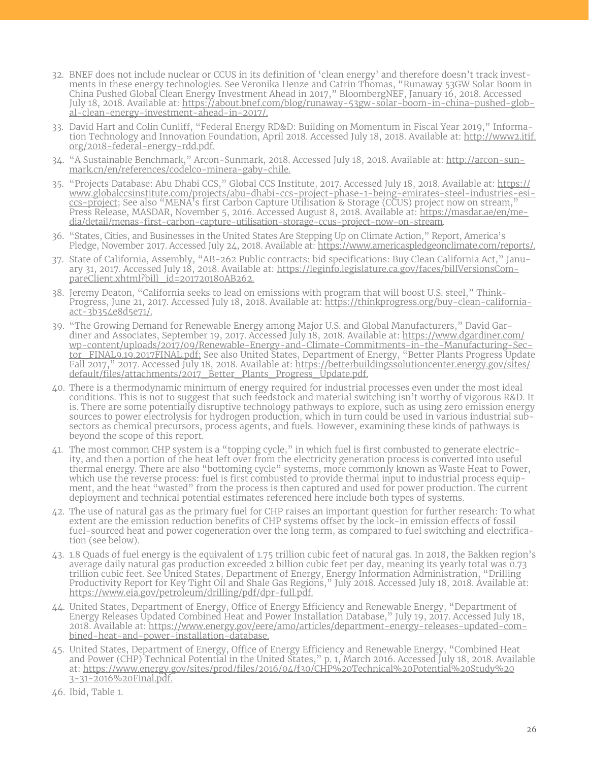32. BNEF does not include nuclear or CCUS in its definition of 'clean energy' and therefore doesn't track investments in these energy technologies. See Veronika Henze and Catrin Thomas, "Runaway 53GW Solar Boom in China Pushed Global Clean Energy Investment Ahead in 2017," BloombergNEF, January 16, 2018. Accessed July 18, 2018. Available at: https://about.bnef.com/blog/runaway-53gw-solar-boom-in-china-pushed-global-clean-energy-investment-ahead-in-2017/.

33. David Hart and Colin Cunliff, "Federal Energy RD&D: Building on Momentum in Fiscal Year 2019," Information Technology and Innovation Foundation, April 2018. Accessed July 18, 2018. Available at: http://www2.itif.org/2018-federal-energy-rdd.pdf.

34. "A Sustainable Benchmark," Arcon-Sunmark, 2018. Accessed July 18, 2018. Available at: http://arcon-sunmark.cn/en/references/codelco-minera-gaby-chile.

35. "Projects Database: Abu Dhabi CCS," Global CCS Institute, 2017. Accessed July 18, 2018. Available at: https://www.globalccsinstitute.com/projects/abu-dhabi-ccs-project-phase-1-being-emirates-steel-industries-esi-ccs-project; See also "MENA's first Carbon Capture Utilisation & Storage (CCUS) project now on stream," Press Release, MASDAR, November 5, 2016. Accessed August 8, 2018. Available at: https://masdar.ae/en/media/detail/menas-first-carbon-capture-utilisation-storage-ccus-project-now-on-stream.

36. "States, Cities, and Businesses in the United States Are Stepping Up on Climate Action," Report, America's Pledge, November 2017. Accessed July 24, 2018. Available at: https://www.americaspledgeonclimate.com/reports/.

37. State of California, Assembly, "AB-262 Public contracts: bid specifications: Buy Clean California Act," January 31, 2017. Accessed July 18, 2018. Available at: https://leginfo.legislature.ca.gov/faces/billVersionsCompareClient.xhtml?bill_id=201720180AB262.

38. Jeremy Deaton, "California seeks to lead on emissions with program that will boost U.S. steel," ThinkProgress, June 21, 2017. Accessed July 18, 2018. Available at: https://thinkprogress.org/buy-clean-california-act-3b354e8d5e71/.

39. "The Growing Demand for Renewable Energy among Major U.S. and Global Manufacturers," David Gardiner and Associates, September 19, 2017. Accessed July 18, 2018. Available at: https://www.dgardiner.com/wp-content/uploads/2017/09/Renewable-Energy-and-Climate-Commitments-in-the-Manufacturing-Sector_FINAL9.19.2017FINAL.pdf; See also United States, Department of Energy, "Better Plants Progress Update Fall 2017," 2017. Accessed July 18, 2018. Available at: https://betterbuildingssolutioncenter.energy.gov/sites/default/files/attachments/2017_Better_Plants_Progress_Update.pdf.

40. There is a thermodynamic minimum of energy required for industrial processes even under the most ideal conditions. This is not to suggest that such feedstock and material switching isn't worthy of vigorous R&D. It is. There are some potentially disruptive technology pathways to explore, such as using zero emission energy sources to power electrolysis for hydrogen production, which in turn could be used in various industrial subsectors as chemical precursors, process agents, and fuels. However, examining these kinds of pathways is beyond the scope of this report.

41. The most common CHP system is a "topping cycle," in which fuel is first combusted to generate electricity, and then a portion of the heat left over from the electricity generation process is converted into useful thermal energy. There are also "bottoming cycle" systems, more commonly known as Waste Heat to Power, which use the reverse process: fuel is first combusted to provide thermal input to industrial process equipment, and the heat "wasted" from the process is then captured and used for power production. The current deployment and technical potential estimates referenced here include both types of systems.

42. The use of natural gas as the primary fuel for CHP raises an important question for further research: To what extent are the emission reduction benefits of CHP systems offset by the lock-in emission effects of fossil fuel-sourced heat and power cogeneration over the long term, as compared to fuel switching and electrification (see below).

43. 1.8 Quads of fuel energy is the equivalent of 1.75 trillion cubic feet of natural gas. In 2018, the Bakken region's average daily natural gas production exceeded 2 billion cubic feet per day, meaning its yearly total was 0.73 trillion cubic feet. See United States, Department of Energy, Energy Information Administration, "Drilling Productivity Report for Key Tight Oil and Shale Gas Regions," July 2018. Accessed July 18, 2018. Available at: https://www.eia.gov/petroleum/drilling/pdf/dpr-full.pdf.

44. United States, Department of Energy, Office of Energy Efficiency and Renewable Energy, "Department of Energy Releases Updated Combined Heat and Power Installation Database," July 19, 2017. Accessed July 18, 2018. Available at: https://www.energy.gov/eere/amo/articles/department-energy-releases-updated-combined-heat-and-power-installation-database.

45. United States, Department of Energy, Office of Energy Efficiency and Renewable Energy, "Combined Heat and Power (CHP) Technical Potential in the United States," p. 1, March 2016. Accessed July 18, 2018. Available at: https://www.energy.gov/sites/prod/files/2016/04/f30/CHP%20Technical%20Potential%20Study%203-31-2016%20Final.pdf.

46. Ibid, Table 1.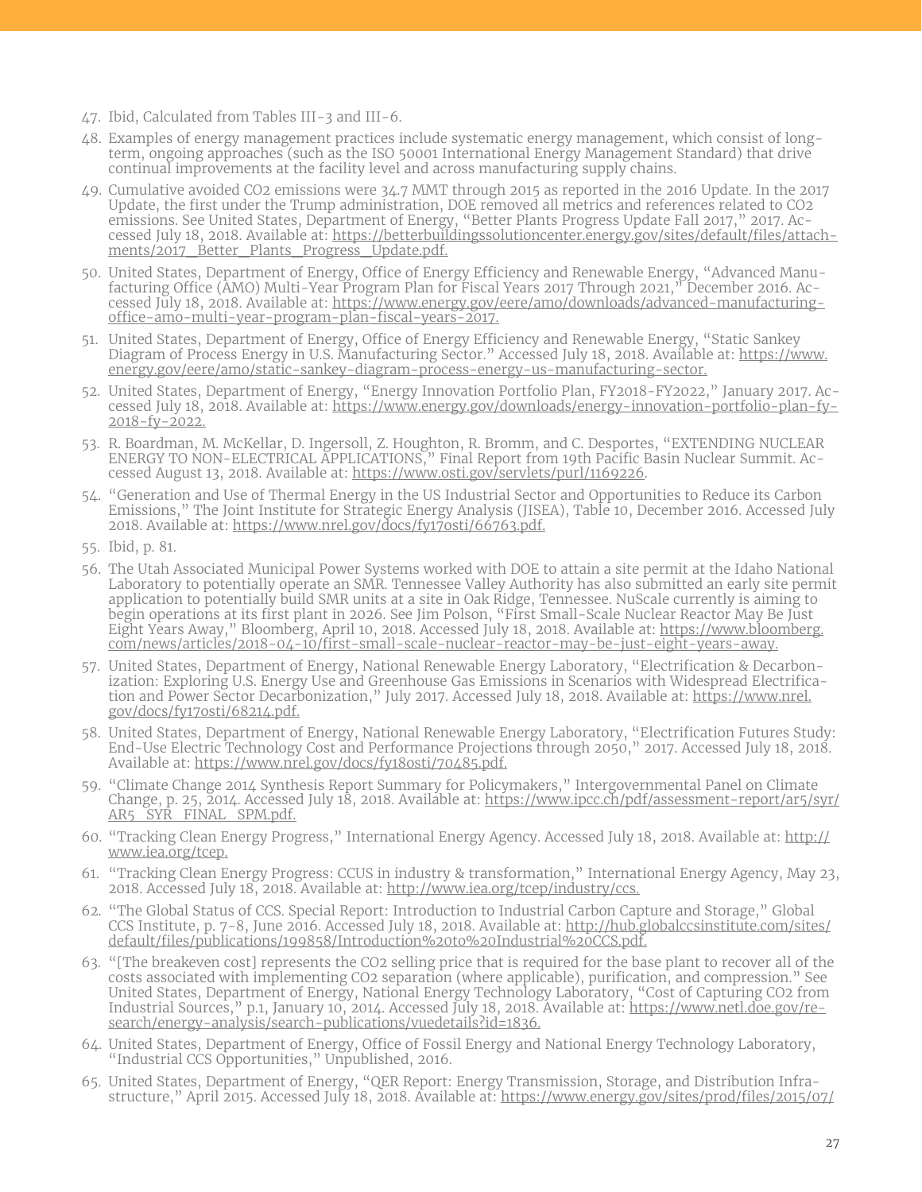47. Ibid, Calculated from Tables III-3 and III-6.
48. Examples of energy management practices include systematic energy management, which consist of long-term, ongoing approaches (such as the ISO 50001 International Energy Management Standard) that drive continual improvements at the facility level and across manufacturing supply chains.
49. Cumulative avoided $CO_2$ emissions were 34.7 MMT through 2015 as reported in the 2016 Update. In the 2017 Update, the first under the Trump administration, DOE removed all metrics and references related to $CO_2$ emissions. See United States, Department of Energy, "Better Plants Progress Update Fall 2017," 2017. Accessed July 18, 2018. Available at: https://betterbuildingssolutioncenter.energy.gov/sites/default/files/attachments/2017_Better_Plants_Progress_Update.pdf.
50. United States, Department of Energy, Office of Energy Efficiency and Renewable Energy, "Advanced Manufacturing Office (AMO) Multi-Year Program Plan for Fiscal Years 2017 Through 2021," December 2016. Accessed July 18, 2018. Available at: https://www.energy.gov/eere/amo/downloads/advanced-manufacturing-office-amo-multi-year-program-plan-fiscal-years-2017.
51. United States, Department of Energy, Office of Energy Efficiency and Renewable Energy, "Static Sankey Diagram of Process Energy in U.S. Manufacturing Sector." Accessed July 18, 2018. Available at: https://www.energy.gov/eere/amo/static-sankey-diagram-process-energy-us-manufacturing-sector.
52. United States, Department of Energy, "Energy Innovation Portfolio Plan, FY2018-FY2022," January 2017. Accessed July 18, 2018. Available at: https://www.energy.gov/downloads/energy-innovation-portfolio-plan-fy-2018-fy-2022.
53. R. Boardman, M. McKellar, D. Ingersoll, Z. Houghton, R. Bromm, and C. Desportes, "EXTENDING NUCLEAR ENERGY TO NON-ELECTRICAL APPLICATIONS," Final Report from 19th Pacific Basin Nuclear Summit. Accessed August 13, 2018. Available at: https://www.osti.gov/servlets/purl/1169226.
54. "Generation and Use of Thermal Energy in the US Industrial Sector and Opportunities to Reduce its Carbon Emissions," The Joint Institute for Strategic Energy Analysis (JISEA), Table 10, December 2016. Accessed July 2018. Available at: https://www.nrel.gov/docs/fy17osti/66763.pdf.
55. Ibid, p. 81.
56. The Utah Associated Municipal Power Systems worked with DOE to attain a site permit at the Idaho National Laboratory to potentially operate an SMR. Tennessee Valley Authority has also submitted an early site permit application to potentially build SMR units at a site in Oak Ridge, Tennessee. NuScale currently is aiming to begin operations at its first plant in 2026. See Jim Polson, "First Small-Scale Nuclear Reactor May Be Just Eight Years Away," Bloomberg, April 10, 2018. Accessed July 18, 2018. Available at: https://www.bloomberg.com/news/articles/2018-04-10/first-small-scale-nuclear-reactor-may-be-just-eight-years-away.
57. United States, Department of Energy, National Renewable Energy Laboratory, "Electrification & Decarbonization: Exploring U.S. Energy Use and Greenhouse Gas Emissions in Scenarios with Widespread Electrification and Power Sector Decarbonization," July 2017. Accessed July 18, 2018. Available at: https://www.nrel.gov/docs/fy17osti/68214.pdf.
58. United States, Department of Energy, National Renewable Energy Laboratory, "Electrification Futures Study: End-Use Electric Technology Cost and Performance Projections through 2050," 2017. Accessed July 18, 2018. Available at: https://www.nrel.gov/docs/fy18osti/70485.pdf.
59. "Climate Change 2014 Synthesis Report Summary for Policymakers," Intergovernmental Panel on Climate Change, p. 25, 2014. Accessed July 18, 2018. Available at: https://www.ipcc.ch/pdf/assessment-report/ar5/syr/AR5_SYR_FINAL_SPM.pdf.
60. "Tracking Clean Energy Progress," International Energy Agency. Accessed July 18, 2018. Available at: http://www.iea.org/tcep.
61. "Tracking Clean Energy Progress: CCUS in industry & transformation," International Energy Agency, May 23, 2018. Accessed July 18, 2018. Available at: http://www.iea.org/tcep/industry/ccs.
62. "The Global Status of CCS. Special Report: Introduction to Industrial Carbon Capture and Storage," Global CCS Institute, p. 7-8, June 2016. Accessed July 18, 2018. Available at: http://hub.globalccsinstitute.com/sites/default/files/publications/199858/Introduction%20to%20Industrial%20CCS.pdf.
63. "[The breakeven cost] represents the $CO_2$ selling price that is required for the base plant to recover all of the costs associated with implementing $CO_2$ separation (where applicable), purification, and compression." See United States, Department of Energy, National Energy Technology Laboratory, "Cost of Capturing $CO_2$ from Industrial Sources," p.1, January 10, 2014. Accessed July 18, 2018. Available at: https://www.netl.doe.gov/research/energy-analysis/search-publications/vuedetails?id=1836.
64. United States, Department of Energy, Office of Fossil Energy and National Energy Technology Laboratory, "Industrial CCS Opportunities," Unpublished, 2016.
65. United States, Department of Energy, "QER Report: Energy Transmission, Storage, and Distribution Infrastructure," April 2015. Accessed July 18, 2018. Available at: https://www.energy.gov/sites/prod/files/2015/07/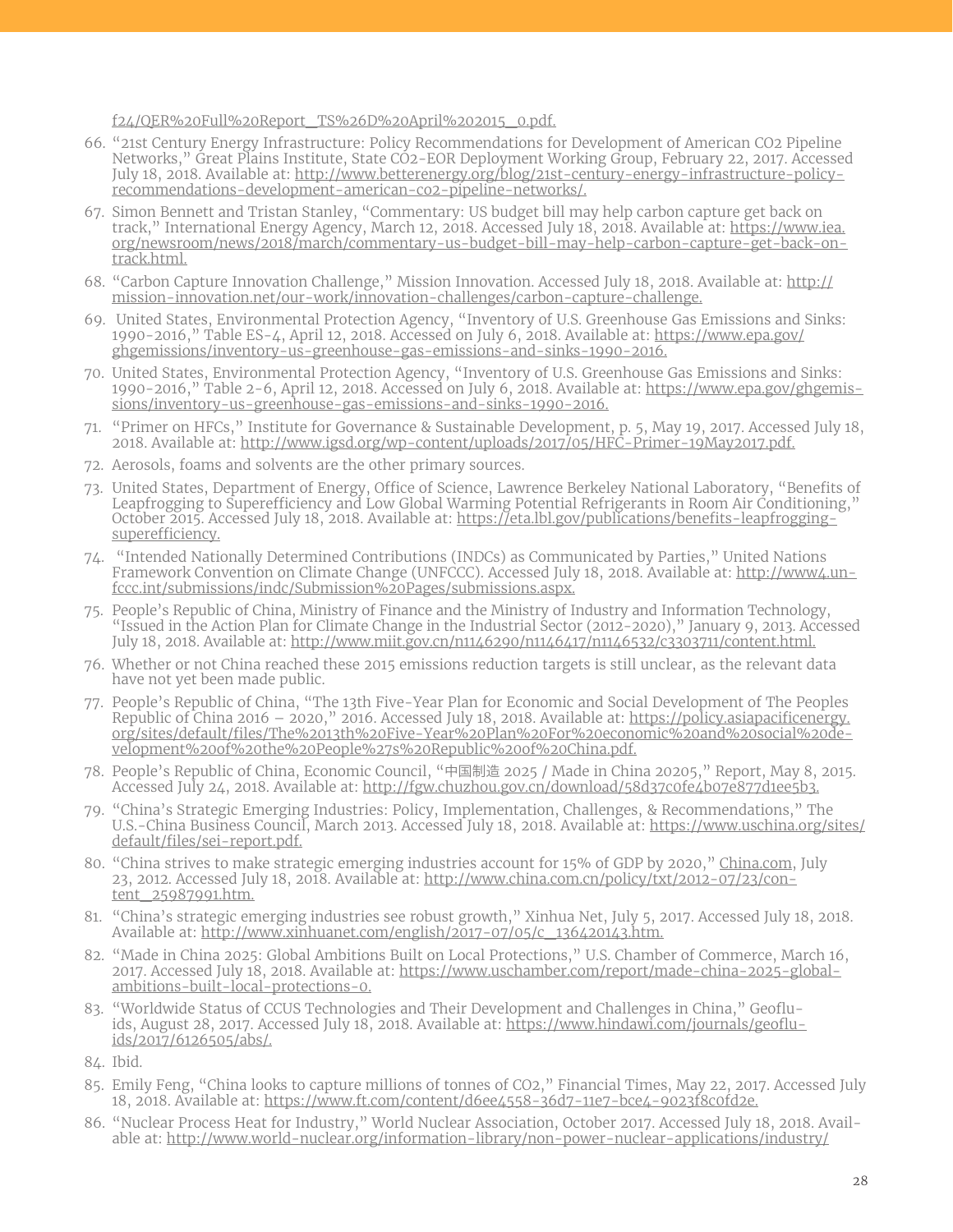f24/QER%20Full%20Report_TS%26D%20April%202015_0.pdf.

66. "21st Century Energy Infrastructure: Policy Recommendations for Development of American CO2 Pipeline Networks," Great Plains Institute, State CO2-EOR Deployment Working Group, February 22, 2017. Accessed July 18, 2018. Available at: http://www.betterenergy.org/blog/21st-century-energy-infrastructure-policy-recommendations-development-american-co2-pipeline-networks/.
67. Simon Bennett and Tristan Stanley, "Commentary: US budget bill may help carbon capture get back on track," International Energy Agency, March 12, 2018. Accessed July 18, 2018. Available at: https://www.iea.org/newsroom/news/2018/march/commentary-us-budget-bill-may-help-carbon-capture-get-back-on-track.html.
68. "Carbon Capture Innovation Challenge," Mission Innovation. Accessed July 18, 2018. Available at: http://mission-innovation.net/our-work/innovation-challenges/carbon-capture-challenge.
69. United States, Environmental Protection Agency, "Inventory of U.S. Greenhouse Gas Emissions and Sinks: 1990-2016," Table ES-4, April 12, 2018. Accessed on July 6, 2018. Available at: https://www.epa.gov/ghgemissions/inventory-us-greenhouse-gas-emissions-and-sinks-1990-2016.
70. United States, Environmental Protection Agency, "Inventory of U.S. Greenhouse Gas Emissions and Sinks: 1990-2016," Table 2-6, April 12, 2018. Accessed on July 6, 2018. Available at: https://www.epa.gov/ghgemissions/inventory-us-greenhouse-gas-emissions-and-sinks-1990-2016.
71. "Primer on HFCs," Institute for Governance & Sustainable Development, p. 5, May 19, 2017. Accessed July 18, 2018. Available at: http://www.igsd.org/wp-content/uploads/2017/05/HFC-Primer-19May2017.pdf.
72. Aerosols, foams and solvents are the other primary sources.
73. United States, Department of Energy, Office of Science, Lawrence Berkeley National Laboratory, "Benefits of Leapfrogging to Superefficiency and Low Global Warming Potential Refrigerants in Room Air Conditioning," October 2015. Accessed July 18, 2018. Available at: https://eta.lbl.gov/publications/benefits-leapfrogging-superefficiency.
74. "Intended Nationally Determined Contributions (INDCs) as Communicated by Parties," United Nations Framework Convention on Climate Change (UNFCCC). Accessed July 18, 2018. Available at: http://www4.unfccc.int/submissions/indc/Submission%20Pages/submissions.aspx.
75. People's Republic of China, Ministry of Finance and the Ministry of Industry and Information Technology, "Issued in the Action Plan for Climate Change in the Industrial Sector (2012-2020)," January 9, 2013. Accessed July 18, 2018. Available at: http://www.miit.gov.cn/n1146290/n1146417/n1146532/c3303711/content.html.
76. Whether or not China reached these 2015 emissions reduction targets is still unclear, as the relevant data have not yet been made public.
77. People's Republic of China, "The 13th Five-Year Plan for Economic and Social Development of The Peoples Republic of China 2016 – 2020," 2016. Accessed July 18, 2018. Available at: https://policy.asiapacificenergy.org/sites/default/files/The%2013th%20Five-Year%20Plan%20For%20economic%20and%20social%20development%20of%20the%20People%27s%20Republic%20of%20China.pdf.
78. People's Republic of China, Economic Council, "中国制造 2025 / Made in China 20205," Report, May 8, 2015. Accessed July 24, 2018. Available at: http://fgw.chuzhou.gov.cn/download/58d37c0fe4b07e877d1ee5b3.
79. "China's Strategic Emerging Industries: Policy, Implementation, Challenges, & Recommendations," The U.S.-China Business Council, March 2013. Accessed July 18, 2018. Available at: https://www.uschina.org/sites/default/files/sei-report.pdf.
80. "China strives to make strategic emerging industries account for 15% of GDP by 2020," China.com, July 23, 2012. Accessed July 18, 2018. Available at: http://www.china.com.cn/policy/txt/2012-07/23/content_25987991.htm.
81. "China's strategic emerging industries see robust growth," Xinhua Net, July 5, 2017. Accessed July 18, 2018. Available at: http://www.xinhuanet.com/english/2017-07/05/c_136420143.htm.
82. "Made in China 2025: Global Ambitions Built on Local Protections," U.S. Chamber of Commerce, March 16, 2017. Accessed July 18, 2018. Available at: https://www.uschamber.com/report/made-china-2025-global-ambitions-built-local-protections-0.
83. "Worldwide Status of CCUS Technologies and Their Development and Challenges in China," Geofluids, August 28, 2017. Accessed July 18, 2018. Available at: https://www.hindawi.com/journals/geofluids/2017/6126505/abs/.
84. Ibid.
85. Emily Feng, "China looks to capture millions of tonnes of CO2," Financial Times, May 22, 2017. Accessed July 18, 2018. Available at: https://www.ft.com/content/d6ee4558-36d7-11e7-bce4-9023f8c0fd2e.
86. "Nuclear Process Heat for Industry," World Nuclear Association, October 2017. Accessed July 18, 2018. Available at: http://www.world-nuclear.org/information-library/non-power-nuclear-applications/industry/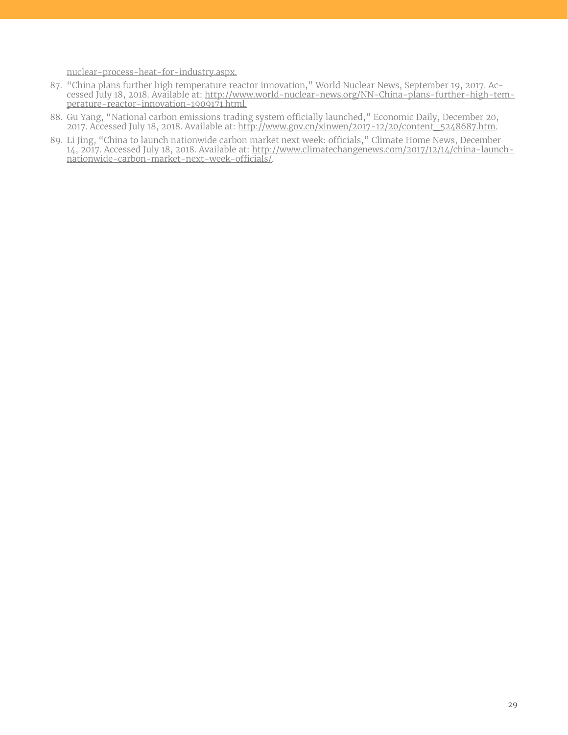nuclear-process-heat-for-industry.aspx.

87. "China plans further high temperature reactor innovation," World Nuclear News, September 19, 2017. Accessed July 18, 2018. Available at: http://www.world-nuclear-news.org/NN-China-plans-further-high-temperature-reactor-innovation-1909171.html.
88. Gu Yang, "National carbon emissions trading system officially launched," Economic Daily, December 20, 2017. Accessed July 18, 2018. Available at: http://www.gov.cn/xinwen/2017-12/20/content_5248687.htm.
89. Li Jing, "China to launch nationwide carbon market next week: officials," Climate Home News, December 14, 2017. Accessed July 18, 2018. Available at: http://www.climatechangenews.com/2017/12/14/china-launch-nationwide-carbon-market-next-week-officials/.